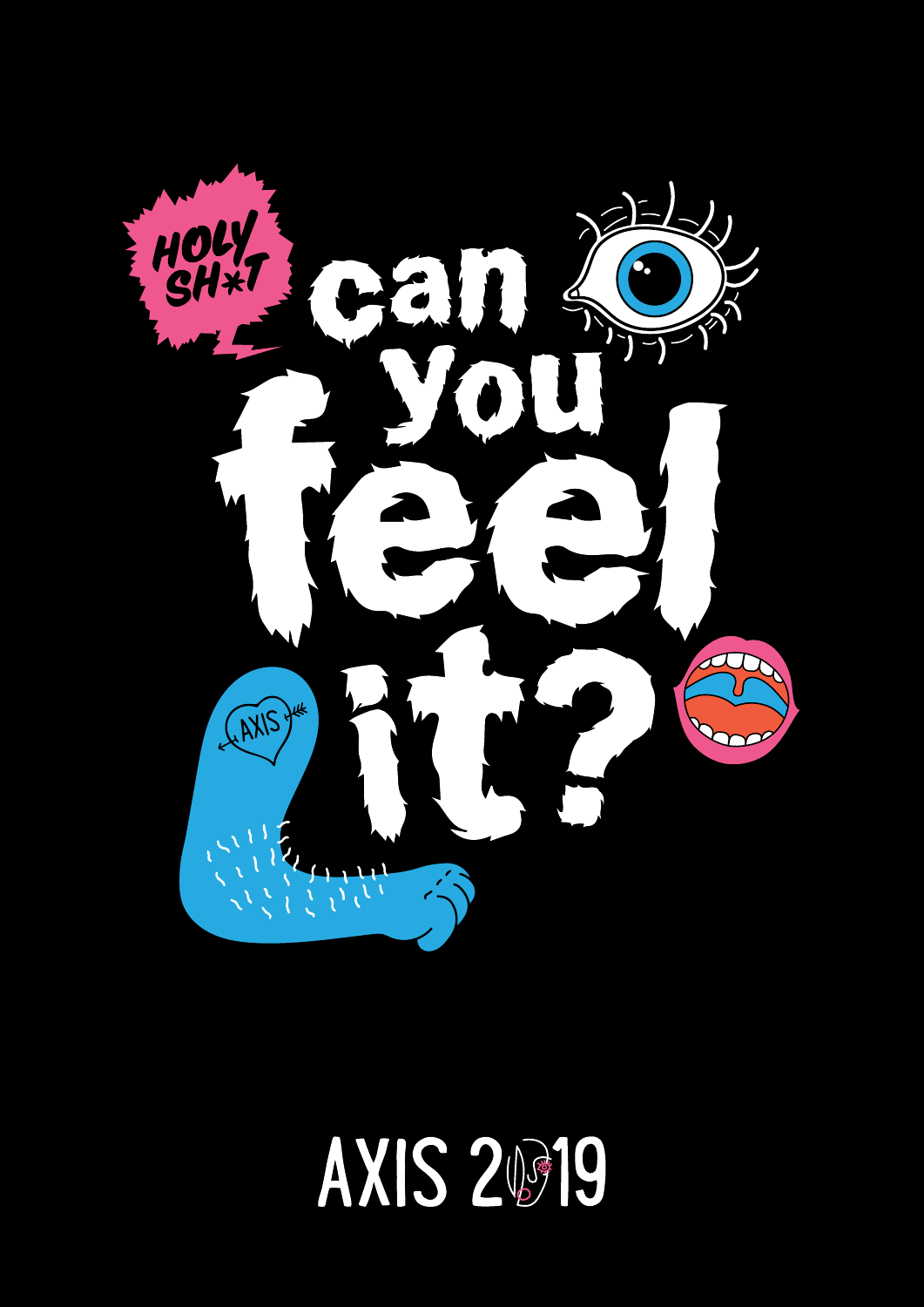HOLY SH*T

# can you feel it?

AXIS

AXIS 2019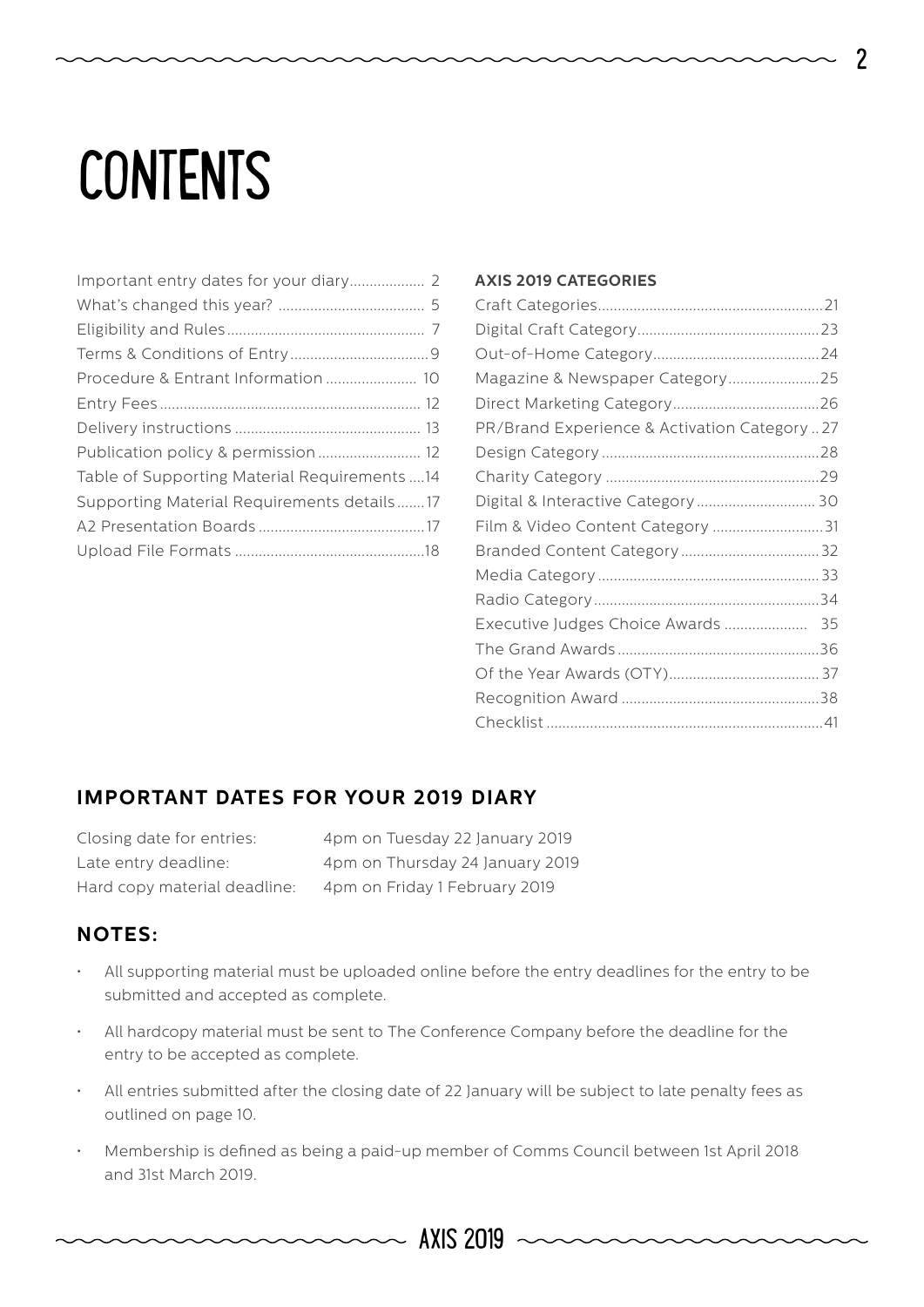# CONTENTS

Important entry dates for your diary .................. 2
What's changed this year? .................................... 5
Eligibility and Rules ................................................. 7
Terms & Conditions of Entry .................................. 9
Procedure & Entrant Information ...................... 10
Entry Fees ................................................................ 12
Delivery instructions ............................................. 13
Publication policy & permission ......................... 12
Table of Supporting Material Requirements ....14
Supporting Material Requirements details .......17
A2 Presentation Boards .........................................17
Upload File Formats ...............................................18

**AXIS 2019 CATEGORIES**

Craft Categories........................................................21
Digital Craft Category.............................................23
Out-of-Home Category.........................................24
Magazine & Newspaper Category......................25
Direct Marketing Category....................................26
PR/Brand Experience & Activation Category .. 27
Design Category ......................................................28
Charity Category .....................................................29
Digital & Interactive Category ............................. 30
Film & Video Content Category ...........................31
Branded Content Category ..................................32
Media Category .......................................................33
Radio Category ........................................................34
Executive Judges Choice Awards .................... 35
The Grand Awards ..................................................36
Of the Year Awards (OTY) ..................................... 37
Recognition Award .................................................38
Checklist ....................................................................41

## IMPORTANT DATES FOR YOUR 2019 DIARY

Closing date for entries: 4pm on Tuesday 22 January 2019
Late entry deadline: 4pm on Thursday 24 January 2019
Hard copy material deadline: 4pm on Friday 1 February 2019

## NOTES:

- All supporting material must be uploaded online before the entry deadlines for the entry to be submitted and accepted as complete.
- All hardcopy material must be sent to The Conference Company before the deadline for the entry to be accepted as complete.
- All entries submitted after the closing date of 22 January will be subject to late penalty fees as outlined on page 10.
- Membership is defined as being a paid-up member of Comms Council between 1st April 2018 and 31st March 2019.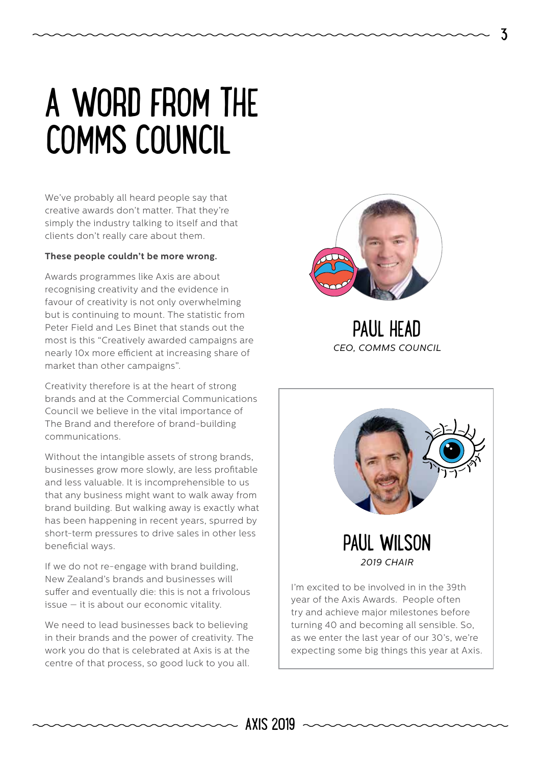# A WORD FROM THE COMMS COUNCIL

We've probably all heard people say that creative awards don't matter. That they're simply the industry talking to itself and that clients don't really care about them.

**These people couldn't be more wrong.**

Awards programmes like Axis are about recognising creativity and the evidence in favour of creativity is not only overwhelming but is continuing to mount. The statistic from Peter Field and Les Binet that stands out the most is this "Creatively awarded campaigns are nearly 10x more efficient at increasing share of market than other campaigns".

Creativity therefore is at the heart of strong brands and at the Commercial Communications Council we believe in the vital importance of The Brand and therefore of brand-building communications.

Without the intangible assets of strong brands, businesses grow more slowly, are less profitable and less valuable. It is incomprehensible to us that any business might want to walk away from brand building. But walking away is exactly what has been happening in recent years, spurred by short-term pressures to drive sales in other less beneficial ways.

If we do not re-engage with brand building, New Zealand's brands and businesses will suffer and eventually die: this is not a frivolous issue – it is about our economic vitality.

We need to lead businesses back to believing in their brands and the power of creativity. The work you do that is celebrated at Axis is at the centre of that process, so good luck to you all.

## PAUL HEAD

*CEO, COMMS COUNCIL*

## PAUL WILSON

*2019 CHAIR*

I'm excited to be involved in in the 39th year of the Axis Awards. People often try and achieve major milestones before turning 40 and becoming all sensible. So, as we enter the last year of our 30's, we're expecting some big things this year at Axis.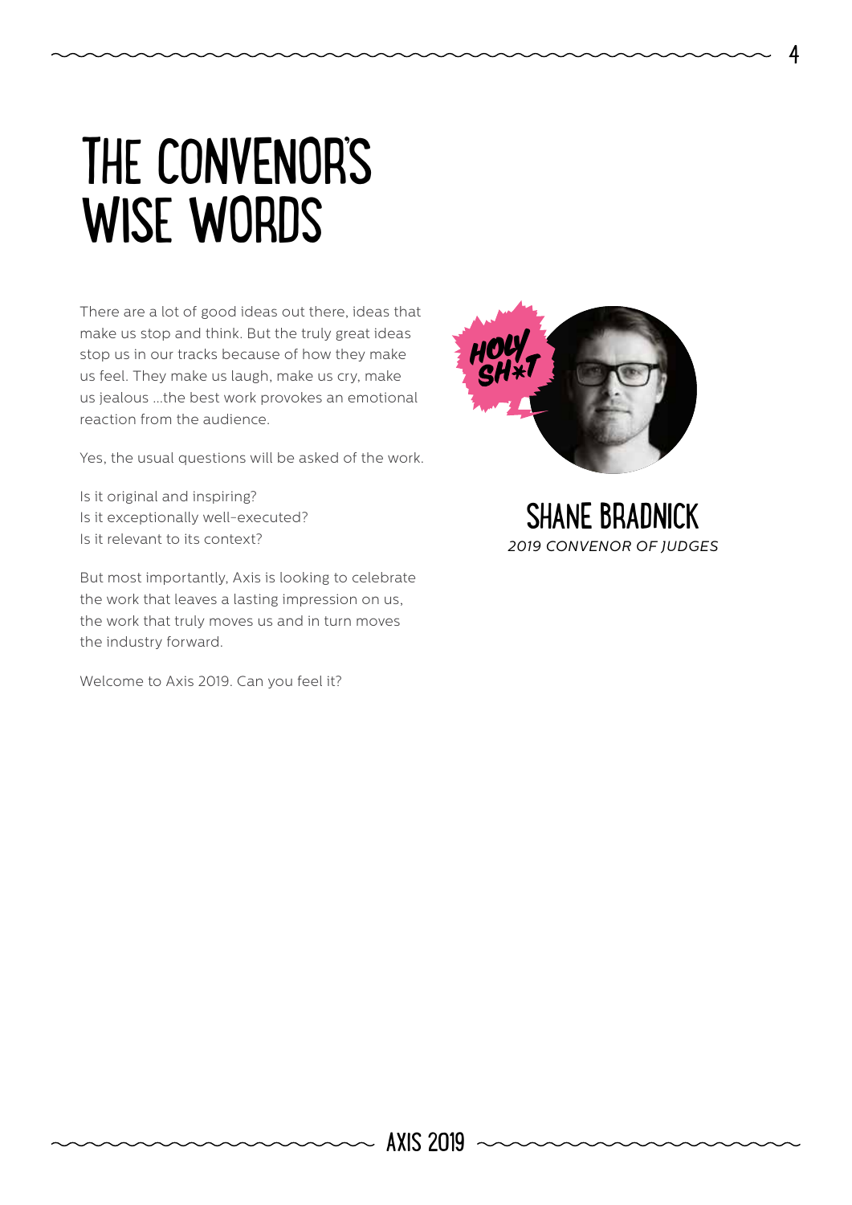# THE CONVENOR'S WISE WORDS

There are a lot of good ideas out there, ideas that make us stop and think. But the truly great ideas stop us in our tracks because of how they make us feel. They make us laugh, make us cry, make us jealous ...the best work provokes an emotional reaction from the audience.

Yes, the usual questions will be asked of the work.

Is it original and inspiring?
Is it exceptionally well-executed?
Is it relevant to its context?

But most importantly, Axis is looking to celebrate the work that leaves a lasting impression on us, the work that truly moves us and in turn moves the industry forward.

Welcome to Axis 2019. Can you feel it?

HOLY SH*T

**SHANE BRADNICK**
*2019 CONVENOR OF JUDGES*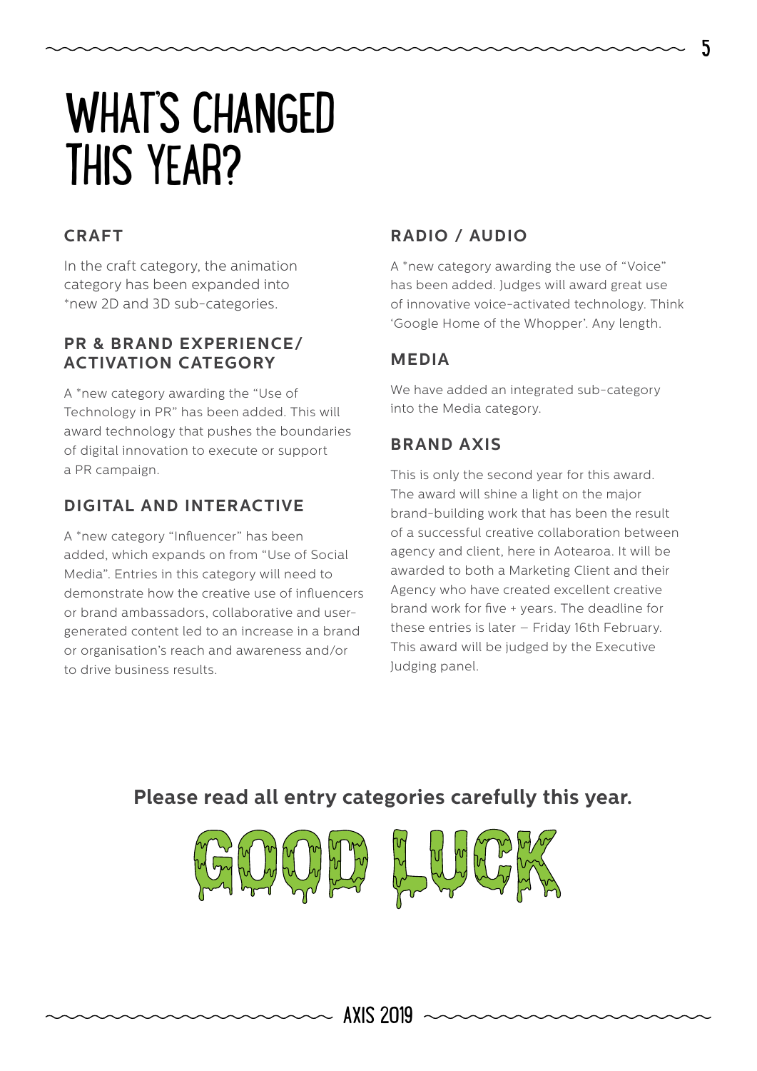# WHAT'S CHANGED THIS YEAR?

## CRAFT

In the craft category, the animation category has been expanded into *new 2D and 3D sub-categories.

## PR & BRAND EXPERIENCE/ ACTIVATION CATEGORY

A *new category awarding the "Use of Technology in PR" has been added. This will award technology that pushes the boundaries of digital innovation to execute or support a PR campaign.

## DIGITAL AND INTERACTIVE

A *new category "Influencer" has been added, which expands on from "Use of Social Media". Entries in this category will need to demonstrate how the creative use of influencers or brand ambassadors, collaborative and user-generated content led to an increase in a brand or organisation's reach and awareness and/or to drive business results.

## RADIO / AUDIO

A *new category awarding the use of "Voice" has been added. Judges will award great use of innovative voice-activated technology. Think 'Google Home of the Whopper'. Any length.

## MEDIA

We have added an integrated sub-category into the Media category.

## BRAND AXIS

This is only the second year for this award. The award will shine a light on the major brand-building work that has been the result of a successful creative collaboration between agency and client, here in Aotearoa. It will be awarded to both a Marketing Client and their Agency who have created excellent creative brand work for five + years. The deadline for these entries is later – Friday 16th February. This award will be judged by the Executive Judging panel.

**Please read all entry categories carefully this year.**

GOOD LUCK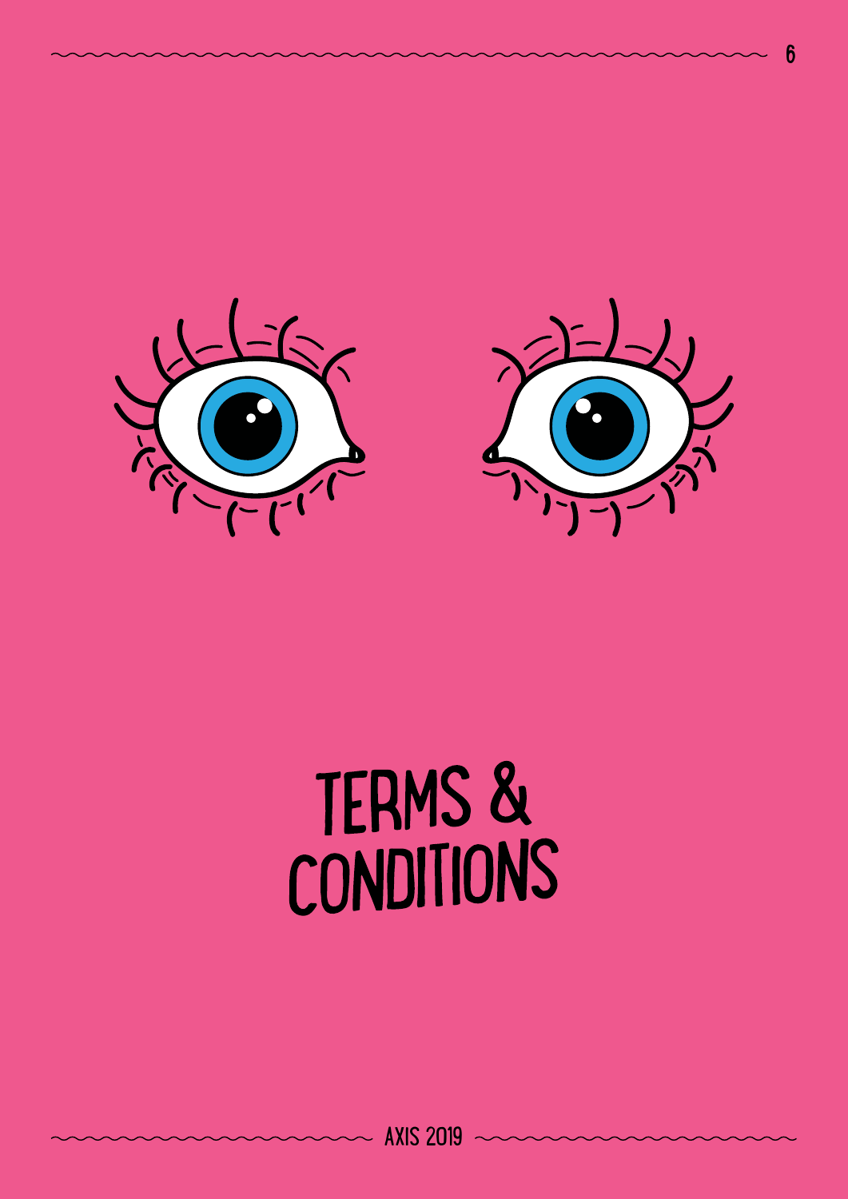# TERMS & CONDITIONS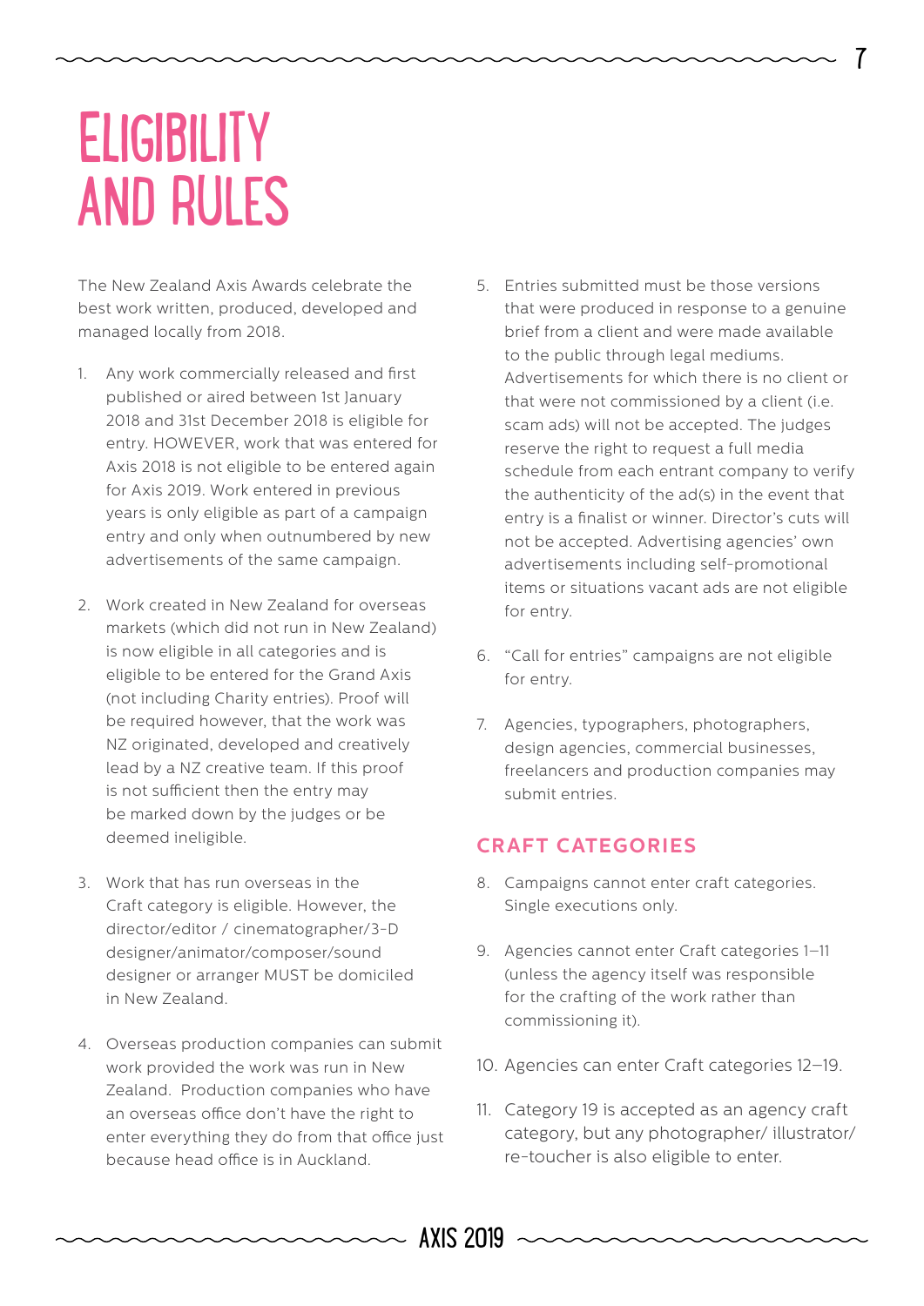# ELIGIBILITY AND RULES

The New Zealand Axis Awards celebrate the best work written, produced, developed and managed locally from 2018.

1. Any work commercially released and first published or aired between 1st January 2018 and 31st December 2018 is eligible for entry. HOWEVER, work that was entered for Axis 2018 is not eligible to be entered again for Axis 2019. Work entered in previous years is only eligible as part of a campaign entry and only when outnumbered by new advertisements of the same campaign.

2. Work created in New Zealand for overseas markets (which did not run in New Zealand) is now eligible in all categories and is eligible to be entered for the Grand Axis (not including Charity entries). Proof will be required however, that the work was NZ originated, developed and creatively lead by a NZ creative team. If this proof is not sufficient then the entry may be marked down by the judges or be deemed ineligible.

3. Work that has run overseas in the Craft category is eligible. However, the director/editor / cinematographer/3-D designer/animator/composer/sound designer or arranger MUST be domiciled in New Zealand.

4. Overseas production companies can submit work provided the work was run in New Zealand. Production companies who have an overseas office don't have the right to enter everything they do from that office just because head office is in Auckland.

5. Entries submitted must be those versions that were produced in response to a genuine brief from a client and were made available to the public through legal mediums. Advertisements for which there is no client or that were not commissioned by a client (i.e. scam ads) will not be accepted. The judges reserve the right to request a full media schedule from each entrant company to verify the authenticity of the ad(s) in the event that entry is a finalist or winner. Director's cuts will not be accepted. Advertising agencies' own advertisements including self-promotional items or situations vacant ads are not eligible for entry.

6. "Call for entries" campaigns are not eligible for entry.

7. Agencies, typographers, photographers, design agencies, commercial businesses, freelancers and production companies may submit entries.

## CRAFT CATEGORIES

8. Campaigns cannot enter craft categories. Single executions only.

9. Agencies cannot enter Craft categories 1–11 (unless the agency itself was responsible for the crafting of the work rather than commissioning it).

10. Agencies can enter Craft categories 12–19.

11. Category 19 is accepted as an agency craft category, but any photographer/ illustrator/ re-toucher is also eligible to enter.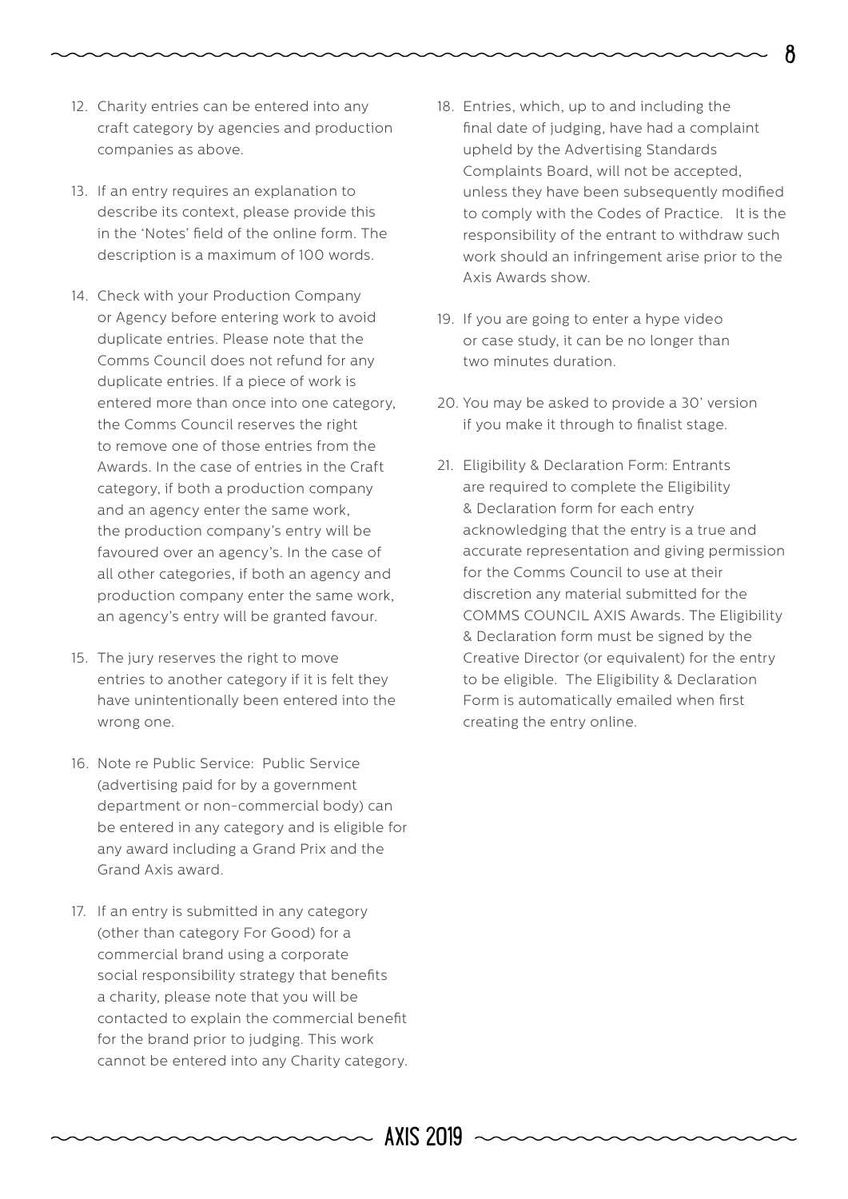12. Charity entries can be entered into any craft category by agencies and production companies as above.

13. If an entry requires an explanation to describe its context, please provide this in the 'Notes' field of the online form. The description is a maximum of 100 words.

14. Check with your Production Company or Agency before entering work to avoid duplicate entries. Please note that the Comms Council does not refund for any duplicate entries. If a piece of work is entered more than once into one category, the Comms Council reserves the right to remove one of those entries from the Awards. In the case of entries in the Craft category, if both a production company and an agency enter the same work, the production company's entry will be favoured over an agency's. In the case of all other categories, if both an agency and production company enter the same work, an agency's entry will be granted favour.

15. The jury reserves the right to move entries to another category if it is felt they have unintentionally been entered into the wrong one.

16. Note re Public Service: Public Service (advertising paid for by a government department or non-commercial body) can be entered in any category and is eligible for any award including a Grand Prix and the Grand Axis award.

17. If an entry is submitted in any category (other than category For Good) for a commercial brand using a corporate social responsibility strategy that benefits a charity, please note that you will be contacted to explain the commercial benefit for the brand prior to judging. This work cannot be entered into any Charity category.

18. Entries, which, up to and including the final date of judging, have had a complaint upheld by the Advertising Standards Complaints Board, will not be accepted, unless they have been subsequently modified to comply with the Codes of Practice. It is the responsibility of the entrant to withdraw such work should an infringement arise prior to the Axis Awards show.

19. If you are going to enter a hype video or case study, it can be no longer than two minutes duration.

20. You may be asked to provide a 30' version if you make it through to finalist stage.

21. Eligibility & Declaration Form: Entrants are required to complete the Eligibility & Declaration form for each entry acknowledging that the entry is a true and accurate representation and giving permission for the Comms Council to use at their discretion any material submitted for the COMMS COUNCIL AXIS Awards. The Eligibility & Declaration form must be signed by the Creative Director (or equivalent) for the entry to be eligible. The Eligibility & Declaration Form is automatically emailed when first creating the entry online.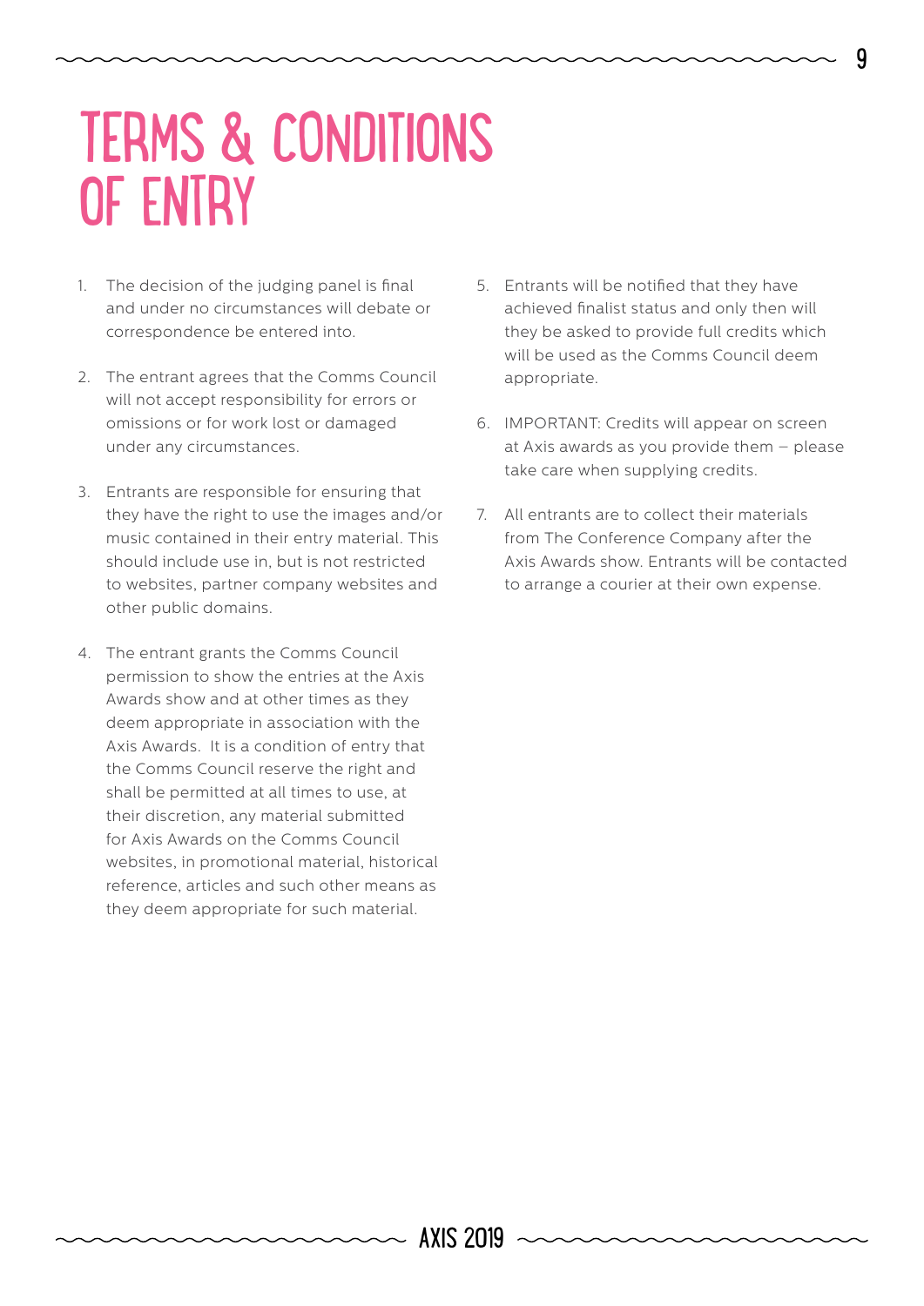# TERMS & CONDITIONS OF ENTRY

1. The decision of the judging panel is final and under no circumstances will debate or correspondence be entered into.

2. The entrant agrees that the Comms Council will not accept responsibility for errors or omissions or for work lost or damaged under any circumstances.

3. Entrants are responsible for ensuring that they have the right to use the images and/or music contained in their entry material. This should include use in, but is not restricted to websites, partner company websites and other public domains.

4. The entrant grants the Comms Council permission to show the entries at the Axis Awards show and at other times as they deem appropriate in association with the Axis Awards. It is a condition of entry that the Comms Council reserve the right and shall be permitted at all times to use, at their discretion, any material submitted for Axis Awards on the Comms Council websites, in promotional material, historical reference, articles and such other means as they deem appropriate for such material.

5. Entrants will be notified that they have achieved finalist status and only then will they be asked to provide full credits which will be used as the Comms Council deem appropriate.

6. IMPORTANT: Credits will appear on screen at Axis awards as you provide them – please take care when supplying credits.

7. All entrants are to collect their materials from The Conference Company after the Axis Awards show. Entrants will be contacted to arrange a courier at their own expense.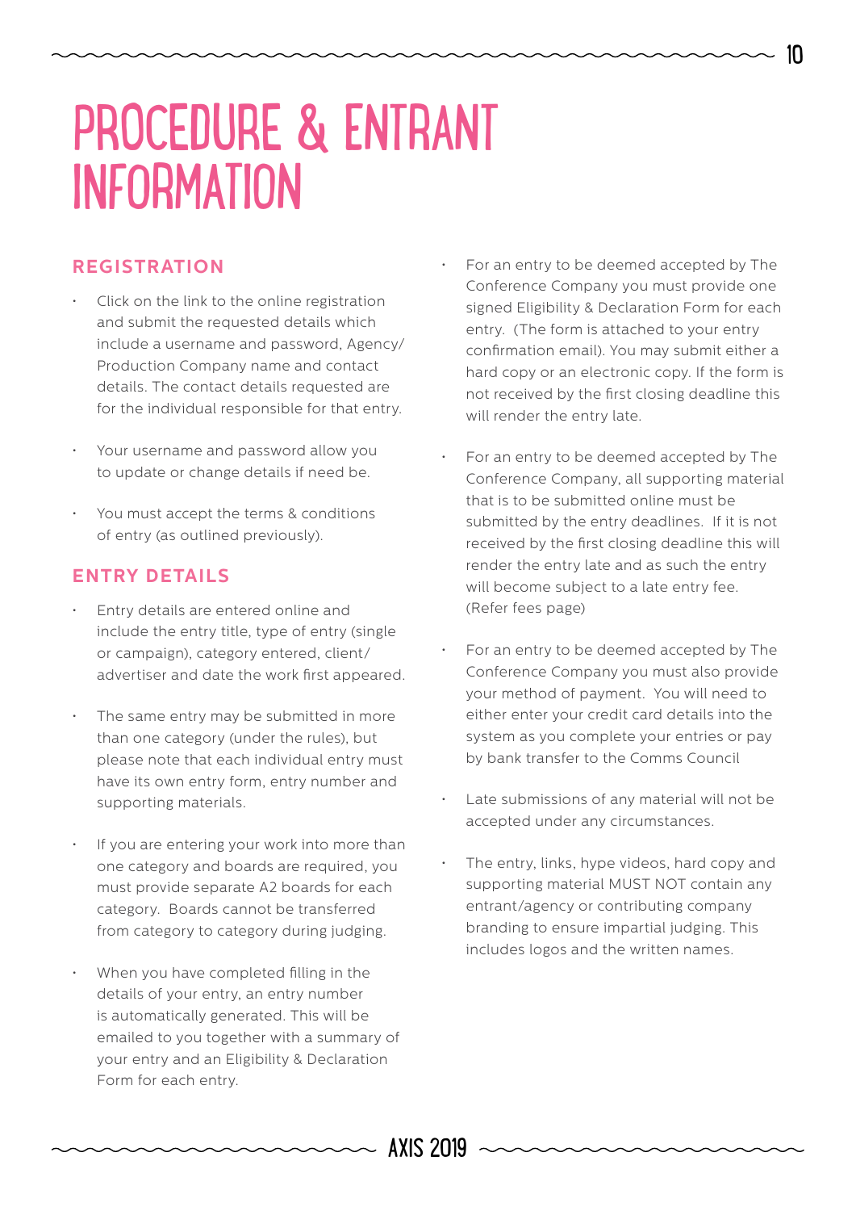# PROCEDURE & ENTRANT INFORMATION

## REGISTRATION

- Click on the link to the online registration and submit the requested details which include a username and password, Agency/Production Company name and contact details. The contact details requested are for the individual responsible for that entry.
- Your username and password allow you to update or change details if need be.
- You must accept the terms & conditions of entry (as outlined previously).

## ENTRY DETAILS

- Entry details are entered online and include the entry title, type of entry (single or campaign), category entered, client/advertiser and date the work first appeared.
- The same entry may be submitted in more than one category (under the rules), but please note that each individual entry must have its own entry form, entry number and supporting materials.
- If you are entering your work into more than one category and boards are required, you must provide separate A2 boards for each category. Boards cannot be transferred from category to category during judging.
- When you have completed filling in the details of your entry, an entry number is automatically generated. This will be emailed to you together with a summary of your entry and an Eligibility & Declaration Form for each entry.
- For an entry to be deemed accepted by The Conference Company you must provide one signed Eligibility & Declaration Form for each entry. (The form is attached to your entry confirmation email). You may submit either a hard copy or an electronic copy. If the form is not received by the first closing deadline this will render the entry late.
- For an entry to be deemed accepted by The Conference Company, all supporting material that is to be submitted online must be submitted by the entry deadlines. If it is not received by the first closing deadline this will render the entry late and as such the entry will become subject to a late entry fee. (Refer fees page)
- For an entry to be deemed accepted by The Conference Company you must also provide your method of payment. You will need to either enter your credit card details into the system as you complete your entries or pay by bank transfer to the Comms Council
- Late submissions of any material will not be accepted under any circumstances.
- The entry, links, hype videos, hard copy and supporting material MUST NOT contain any entrant/agency or contributing company branding to ensure impartial judging. This includes logos and the written names.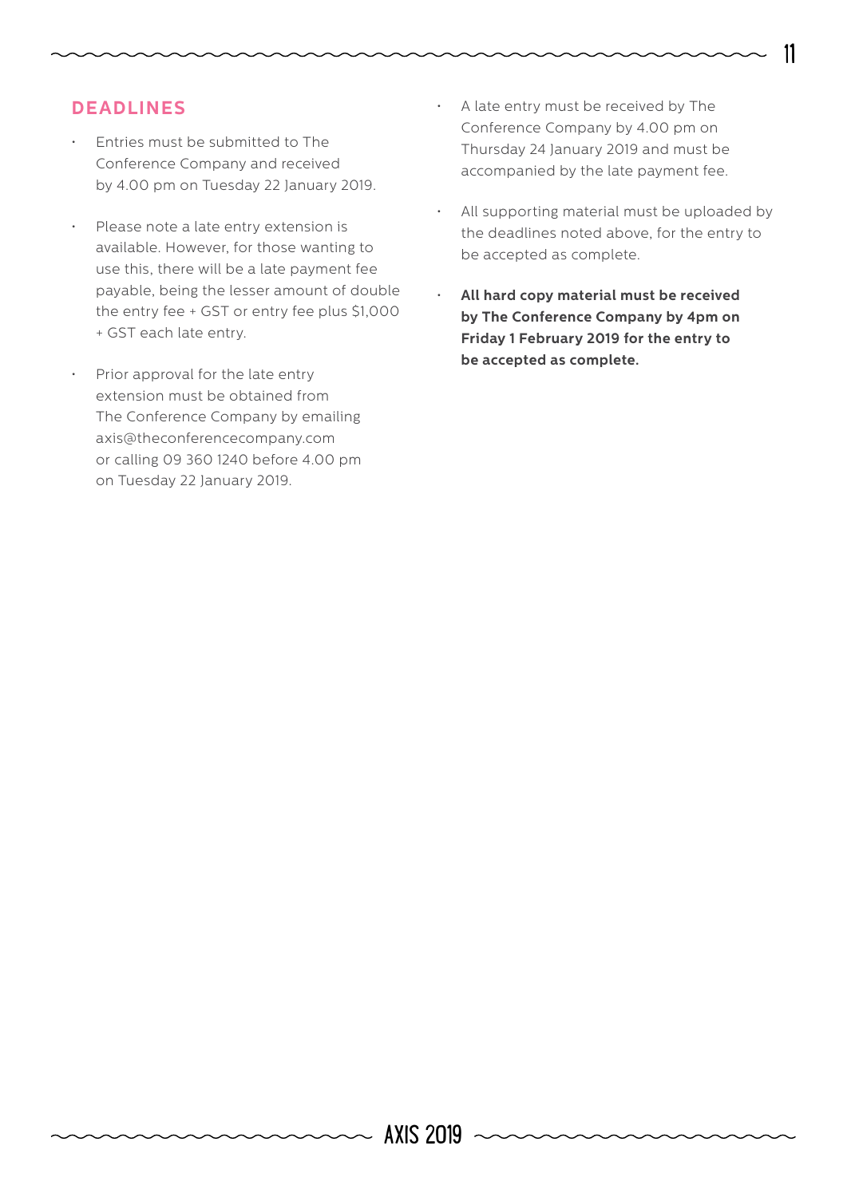## DEADLINES

- Entries must be submitted to The Conference Company and received by 4.00 pm on Tuesday 22 January 2019.
- Please note a late entry extension is available. However, for those wanting to use this, there will be a late payment fee payable, being the lesser amount of double the entry fee + GST or entry fee plus $1,000 + GST each late entry.
- Prior approval for the late entry extension must be obtained from The Conference Company by emailing axis@theconferencecompany.com or calling 09 360 1240 before 4.00 pm on Tuesday 22 January 2019.
- A late entry must be received by The Conference Company by 4.00 pm on Thursday 24 January 2019 and must be accompanied by the late payment fee.
- All supporting material must be uploaded by the deadlines noted above, for the entry to be accepted as complete.
- **All hard copy material must be received by The Conference Company by 4pm on Friday 1 February 2019 for the entry to be accepted as complete.**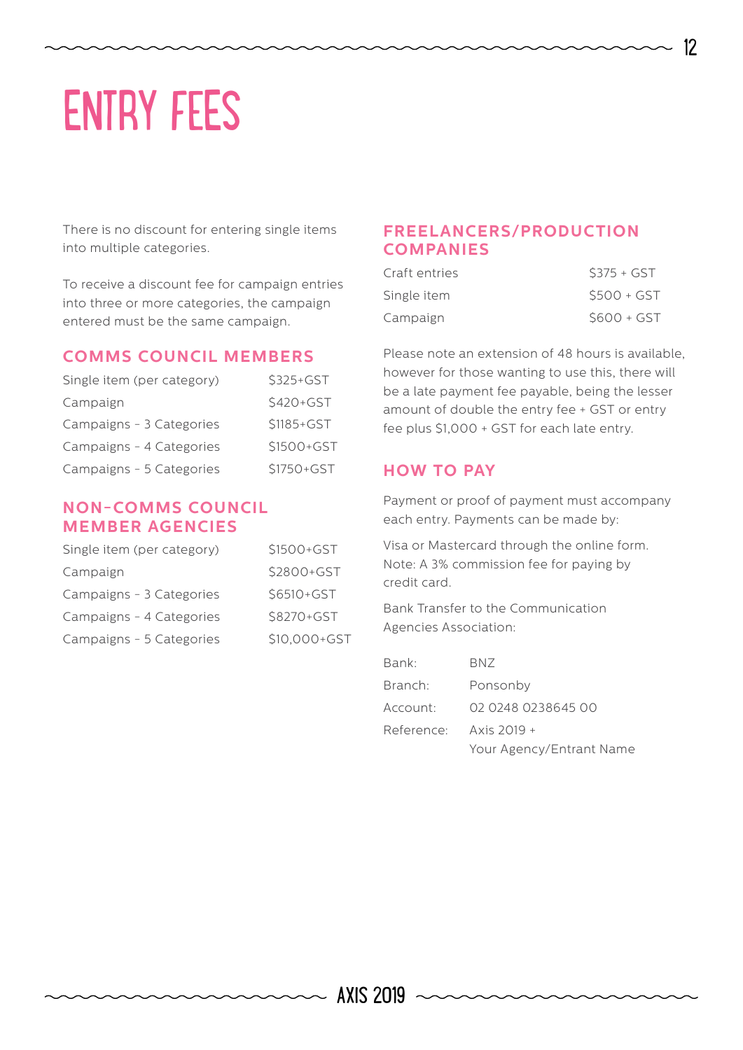# ENTRY FEES

There is no discount for entering single items into multiple categories.

To receive a discount fee for campaign entries into three or more categories, the campaign entered must be the same campaign.

## COMMS COUNCIL MEMBERS

| | |
|---|---|
| Single item (per category) | $325+GST |
| Campaign | $420+GST |
| Campaigns - 3 Categories | $1185+GST |
| Campaigns - 4 Categories | $1500+GST |
| Campaigns - 5 Categories | $1750+GST |

## NON-COMMS COUNCIL MEMBER AGENCIES

| | |
|---|---|
| Single item (per category) | $1500+GST |
| Campaign | $2800+GST |
| Campaigns - 3 Categories | $6510+GST |
| Campaigns - 4 Categories | $8270+GST |
| Campaigns - 5 Categories | $10,000+GST |

## FREELANCERS/PRODUCTION COMPANIES

| | |
|---|---|
| Craft entries | $375 + GST |
| Single item | $500 + GST |
| Campaign | $600 + GST |

Please note an extension of 48 hours is available, however for those wanting to use this, there will be a late payment fee payable, being the lesser amount of double the entry fee + GST or entry fee plus $1,000 + GST for each late entry.

## HOW TO PAY

Payment or proof of payment must accompany each entry. Payments can be made by:

Visa or Mastercard through the online form. Note: A 3% commission fee for paying by credit card.

Bank Transfer to the Communication Agencies Association:

| | |
|---|---|
| Bank: | BNZ |
| Branch: | Ponsonby |
| Account: | 02 0248 0238645 00 |
| Reference: | Axis 2019 + Your Agency/Entrant Name |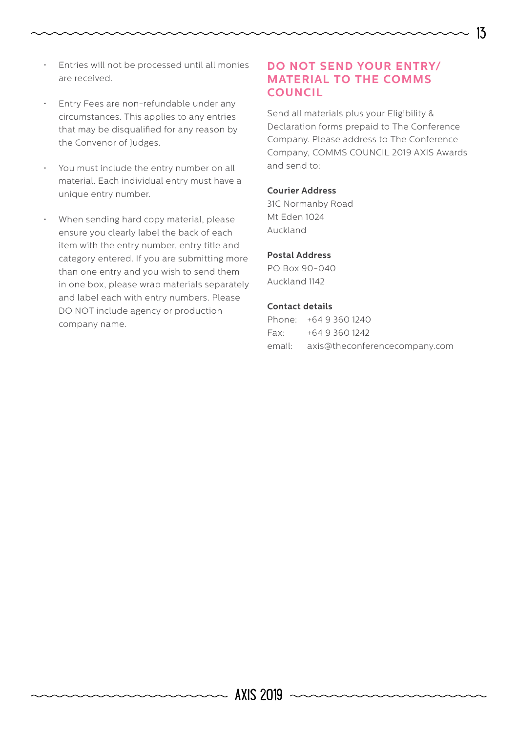- Entries will not be processed until all monies are received.
- Entry Fees are non-refundable under any circumstances. This applies to any entries that may be disqualified for any reason by the Convenor of Judges.
- You must include the entry number on all material. Each individual entry must have a unique entry number.
- When sending hard copy material, please ensure you clearly label the back of each item with the entry number, entry title and category entered. If you are submitting more than one entry and you wish to send them in one box, please wrap materials separately and label each with entry numbers. Please DO NOT include agency or production company name.

## DO NOT SEND YOUR ENTRY/ MATERIAL TO THE COMMS COUNCIL

Send all materials plus your Eligibility & Declaration forms prepaid to The Conference Company. Please address to The Conference Company, COMMS COUNCIL 2019 AXIS Awards and send to:

**Courier Address**
31C Normanby Road
Mt Eden 1024
Auckland

**Postal Address**
PO Box 90-040
Auckland 1142

**Contact details**
Phone: +64 9 360 1240
Fax: +64 9 360 1242
email: axis@theconferencecompany.com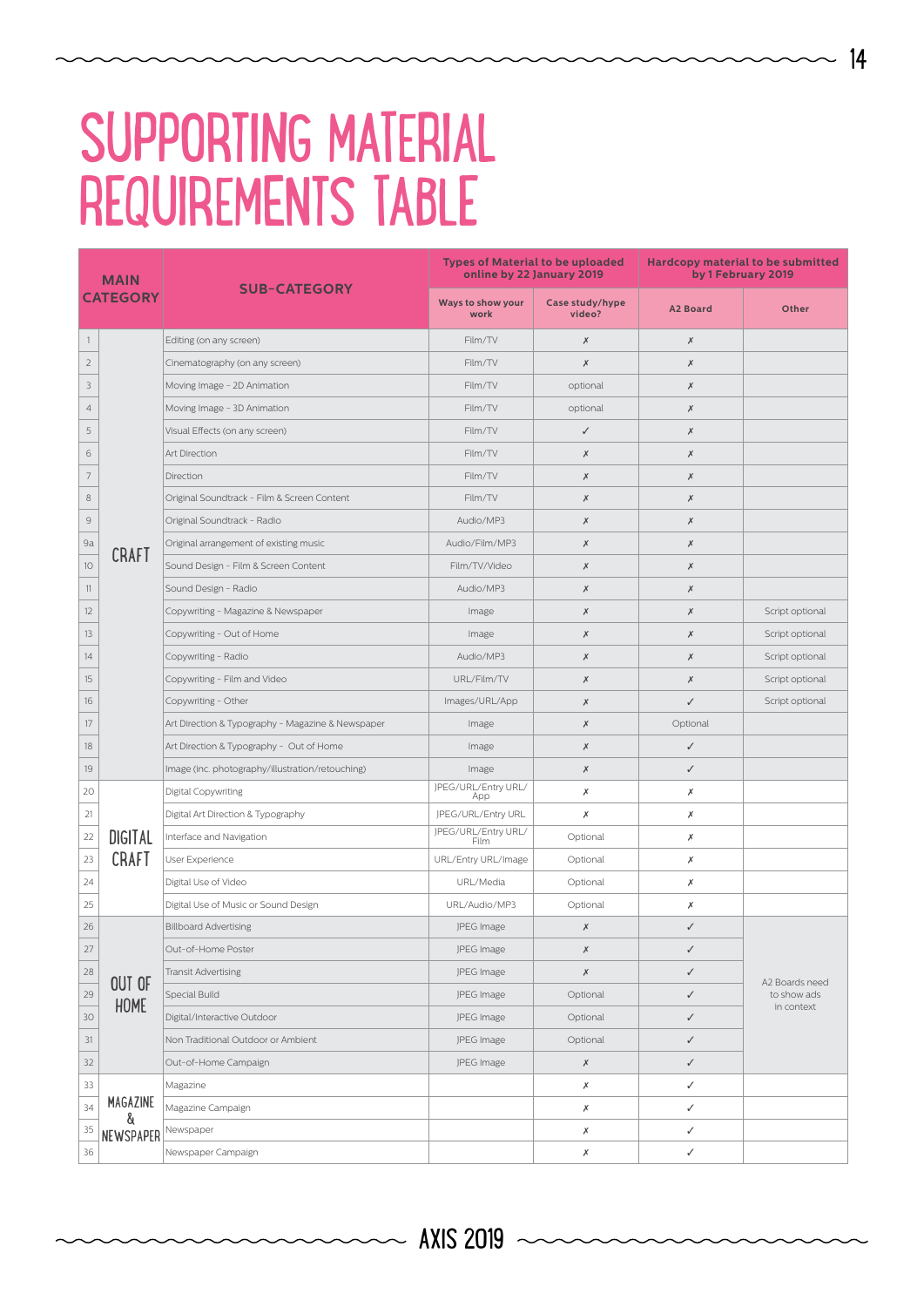# SUPPORTING MATERIAL REQUIREMENTS TABLE

| MAIN CATEGORY | | SUB-CATEGORY | Types of Material to be uploaded online by 22 January 2019 | | Hardcopy material to be submitted by 1 February 2019 | |
|---|---|---|---|---|---|---|
| | | | Ways to show your work | Case study/hype video? | A2 Board | Other |
| 1 | CRAFT | Editing (on any screen) | Film/TV | ✗ | ✗ | |
| 2 | CRAFT | Cinematography (on any screen) | Film/TV | ✗ | ✗ | |
| 3 | CRAFT | Moving Image - 2D Animation | Film/TV | optional | ✗ | |
| 4 | CRAFT | Moving Image - 3D Animation | Film/TV | optional | ✗ | |
| 5 | CRAFT | Visual Effects (on any screen) | Film/TV | ✓ | ✗ | |
| 6 | CRAFT | Art Direction | Film/TV | ✗ | ✗ | |
| 7 | CRAFT | Direction | Film/TV | ✗ | ✗ | |
| 8 | CRAFT | Original Soundtrack - Film & Screen Content | Film/TV | ✗ | ✗ | |
| 9 | CRAFT | Original Soundtrack - Radio | Audio/MP3 | ✗ | ✗ | |
| 9a | CRAFT | Original arrangement of existing music | Audio/Film/MP3 | ✗ | ✗ | |
| 10 | CRAFT | Sound Design - Film & Screen Content | Film/TV/Video | ✗ | ✗ | |
| 11 | CRAFT | Sound Design - Radio | Audio/MP3 | ✗ | ✗ | |
| 12 | CRAFT | Copywriting - Magazine & Newspaper | Image | ✗ | ✗ | Script optional |
| 13 | CRAFT | Copywriting - Out of Home | Image | ✗ | ✗ | Script optional |
| 14 | CRAFT | Copywriting - Radio | Audio/MP3 | ✗ | ✗ | Script optional |
| 15 | CRAFT | Copywriting - Film and Video | URL/Film/TV | ✗ | ✗ | Script optional |
| 16 | CRAFT | Copywriting - Other | Images/URL/App | ✗ | ✓ | Script optional |
| 17 | CRAFT | Art Direction & Typography - Magazine & Newspaper | Image | ✗ | Optional | |
| 18 | CRAFT | Art Direction & Typography - Out of Home | Image | ✗ | ✓ | |
| 19 | CRAFT | Image (inc. photography/illustration/retouching) | Image | ✗ | ✓ | |
| 20 | DIGITAL CRAFT | Digital Copywriting | JPEG/URL/Entry URL/App | ✗ | ✗ | |
| 21 | DIGITAL CRAFT | Digital Art Direction & Typography | JPEG/URL/Entry URL | ✗ | ✗ | |
| 22 | DIGITAL CRAFT | Interface and Navigation | JPEG/URL/Entry URL/Film | Optional | ✗ | |
| 23 | DIGITAL CRAFT | User Experience | URL/Entry URL/Image | Optional | ✗ | |
| 24 | DIGITAL CRAFT | Digital Use of Video | URL/Media | Optional | ✗ | |
| 25 | DIGITAL CRAFT | Digital Use of Music or Sound Design | URL/Audio/MP3 | Optional | ✗ | |
| 26 | OUT OF HOME | Billboard Advertising | JPEG Image | ✗ | ✓ | A2 Boards need to show ads in context |
| 27 | OUT OF HOME | Out-of-Home Poster | JPEG Image | ✗ | ✓ | A2 Boards need to show ads in context |
| 28 | OUT OF HOME | Transit Advertising | JPEG Image | ✗ | ✓ | A2 Boards need to show ads in context |
| 29 | OUT OF HOME | Special Build | JPEG Image | Optional | ✓ | A2 Boards need to show ads in context |
| 30 | OUT OF HOME | Digital/Interactive Outdoor | JPEG Image | Optional | ✓ | A2 Boards need to show ads in context |
| 31 | OUT OF HOME | Non Traditional Outdoor or Ambient | JPEG Image | Optional | ✓ | A2 Boards need to show ads in context |
| 32 | OUT OF HOME | Out-of-Home Campaign | JPEG Image | ✗ | ✓ | A2 Boards need to show ads in context |
| 33 | MAGAZINE & NEWSPAPER | Magazine | | ✗ | ✓ | |
| 34 | MAGAZINE & NEWSPAPER | Magazine Campaign | | ✗ | ✓ | |
| 35 | MAGAZINE & NEWSPAPER | Newspaper | | ✗ | ✓ | |
| 36 | MAGAZINE & NEWSPAPER | Newspaper Campaign | | ✗ | ✓ | |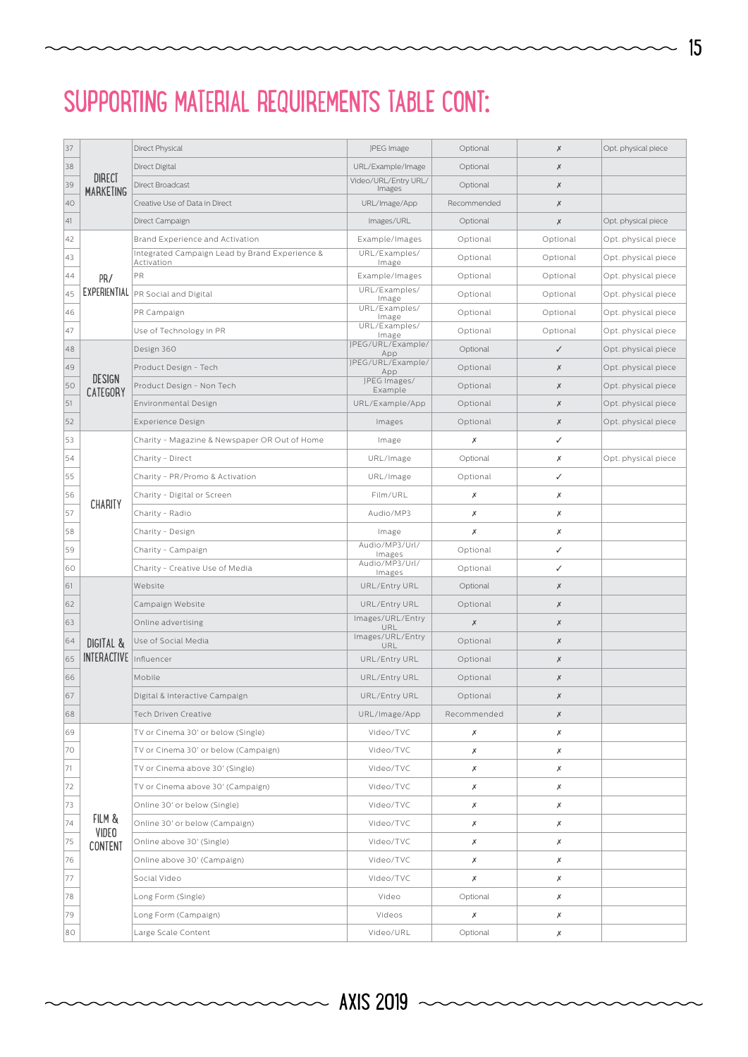# SUPPORTING MATERIAL REQUIREMENTS TABLE CONT:

| | | | | | | |
|---|---|---|---|---|---|---|
| 37 | DIRECT MARKETING | Direct Physical | JPEG Image | Optional | ✗ | Opt. physical piece |
| 38 | | Direct Digital | URL/Example/Image | Optional | ✗ | |
| 39 | | Direct Broadcast | Video/URL/Entry URL/ Images | Optional | ✗ | |
| 40 | | Creative Use of Data in Direct | URL/Image/App | Recommended | ✗ | |
| 41 | | Direct Campaign | Images/URL | Optional | ✗ | Opt. physical piece |
| 42 | PR/ EXPERIENTIAL | Brand Experience and Activation | Example/Images | Optional | Optional | Opt. physical piece |
| 43 | | Integrated Campaign Lead by Brand Experience & Activation | URL/Examples/ Image | Optional | Optional | Opt. physical piece |
| 44 | | PR | Example/Images | Optional | Optional | Opt. physical piece |
| 45 | | PR Social and Digital | URL/Examples/ Image | Optional | Optional | Opt. physical piece |
| 46 | | PR Campaign | URL/Examples/ Image | Optional | Optional | Opt. physical piece |
| 47 | | Use of Technology in PR | URL/Examples/ Image | Optional | Optional | Opt. physical piece |
| 48 | DESIGN CATEGORY | Design 360 | JPEG/URL/Example/ App | Optional | ✓ | Opt. physical piece |
| 49 | | Product Design - Tech | JPEG/URL/Example/ App | Optional | ✗ | Opt. physical piece |
| 50 | | Product Design - Non Tech | JPEG Images/ Example | Optional | ✗ | Opt. physical piece |
| 51 | | Environmental Design | URL/Example/App | Optional | ✗ | Opt. physical piece |
| 52 | | Experience Design | Images | Optional | ✗ | Opt. physical piece |
| 53 | CHARITY | Charity - Magazine & Newspaper OR Out of Home | Image | ✗ | ✓ | |
| 54 | | Charity - Direct | URL/Image | Optional | ✗ | Opt. physical piece |
| 55 | | Charity - PR/Promo & Activation | URL/Image | Optional | ✓ | |
| 56 | | Charity - Digital or Screen | Film/URL | ✗ | ✗ | |
| 57 | | Charity - Radio | Audio/MP3 | ✗ | ✗ | |
| 58 | | Charity - Design | Image | ✗ | ✗ | |
| 59 | | Charity - Campaign | Audio/MP3/Url/ Images | Optional | ✓ | |
| 60 | | Charity - Creative Use of Media | Audio/MP3/Url/ Images | Optional | ✓ | |
| 61 | DIGITAL & INTERACTIVE | Website | URL/Entry URL | Optional | ✗ | |
| 62 | | Campaign Website | URL/Entry URL | Optional | ✗ | |
| 63 | | Online advertising | Images/URL/Entry URL | ✗ | ✗ | |
| 64 | | Use of Social Media | Images/URL/Entry URL | Optional | ✗ | |
| 65 | | Influencer | URL/Entry URL | Optional | ✗ | |
| 66 | | Mobile | URL/Entry URL | Optional | ✗ | |
| 67 | | Digital & Interactive Campaign | URL/Entry URL | Optional | ✗ | |
| 68 | | Tech Driven Creative | URL/Image/App | Recommended | ✗ | |
| 69 | FILM & VIDEO CONTENT | TV or Cinema 30' or below (Single) | Video/TVC | ✗ | ✗ | |
| 70 | | TV or Cinema 30' or below (Campaign) | Video/TVC | ✗ | ✗ | |
| 71 | | TV or Cinema above 30' (Single) | Video/TVC | ✗ | ✗ | |
| 72 | | TV or Cinema above 30' (Campaign) | Video/TVC | ✗ | ✗ | |
| 73 | | Online 30' or below (Single) | Video/TVC | ✗ | ✗ | |
| 74 | | Online 30' or below (Campaign) | Video/TVC | ✗ | ✗ | |
| 75 | | Online above 30' (Single) | Video/TVC | ✗ | ✗ | |
| 76 | | Online above 30' (Campaign) | Video/TVC | ✗ | ✗ | |
| 77 | | Social Video | Video/TVC | ✗ | ✗ | |
| 78 | | Long Form (Single) | Video | Optional | ✗ | |
| 79 | | Long Form (Campaign) | Videos | ✗ | ✗ | |
| 80 | | Large Scale Content | Video/URL | Optional | ✗ | |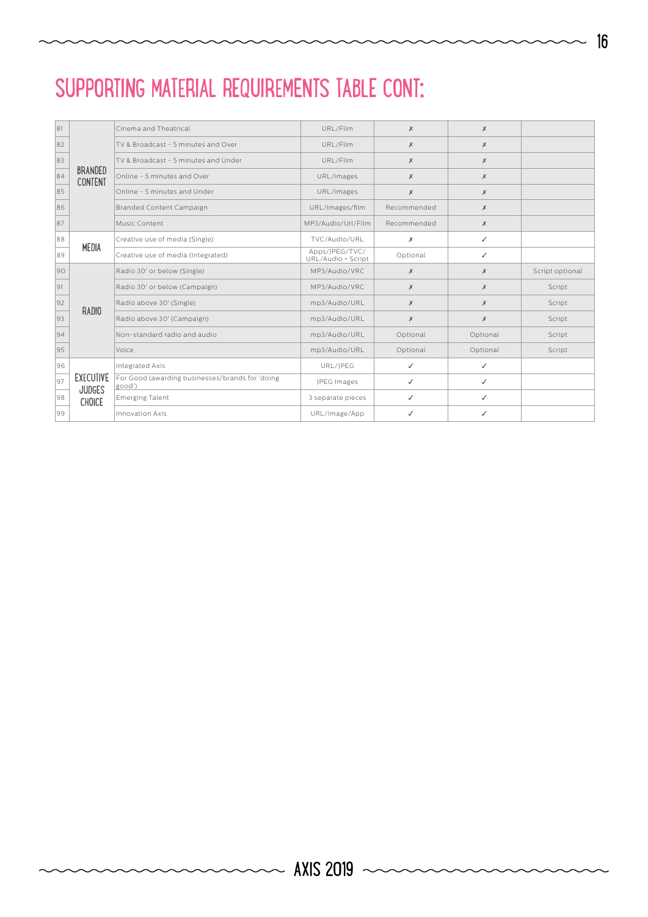# SUPPORTING MATERIAL REQUIREMENTS TABLE CONT:

| | | | | | | |
|---|---|---|---|---|---|---|
| 81 | BRANDED CONTENT | Cinema and Theatrical | URL/Film | ✗ | ✗ | |
| 82 | | TV & Broadcast - 5 minutes and Over | URL/Film | ✗ | ✗ | |
| 83 | | TV & Broadcast - 5 minutes and Under | URL/Film | ✗ | ✗ | |
| 84 | | Online - 5 minutes and Over | URL/images | ✗ | ✗ | |
| 85 | | Online - 5 minutes and Under | URL/images | ✗ | ✗ | |
| 86 | | Branded Content Campaign | URL/images/film | Recommended | ✗ | |
| 87 | | Music Content | MP3/Audio/Url/Film | Recommended | ✗ | |
| 88 | MEDIA | Creative use of media (Single) | TVC/Audio/URL | ✗ | ✓ | |
| 89 | | Creative use of media (Integrated) | Apps/JPEG/TVC/ URL/Audio + Script | Optional | ✓ | |
| 90 | RADIO | Radio 30' or below (Single) | MP3/Audio/VRC | ✗ | ✗ | Script optional |
| 91 | | Radio 30' or below (Campaign) | MP3/Audio/VRC | ✗ | ✗ | Script |
| 92 | | Radio above 30' (Single) | mp3/Audio/URL | ✗ | ✗ | Script |
| 93 | | Radio above 30' (Campaign) | mp3/Audio/URL | ✗ | ✗ | Script |
| 94 | | Non-standard radio and audio | mp3/Audio/URL | Optional | Optional | Script |
| 95 | | Voice | mp3/Audio/URL | Optional | Optional | Script |
| 96 | EXECUTIVE JUDGES CHOICE | Integrated Axis | URL/JPEG | ✓ | ✓ | |
| 97 | | For Good (awarding businesses/brands for 'doing good') | JPEG Images | ✓ | ✓ | |
| 98 | | Emerging Talent | 3 separate pieces | ✓ | ✓ | |
| 99 | | Innovation Axis | URL/Image/App | ✓ | ✓ | |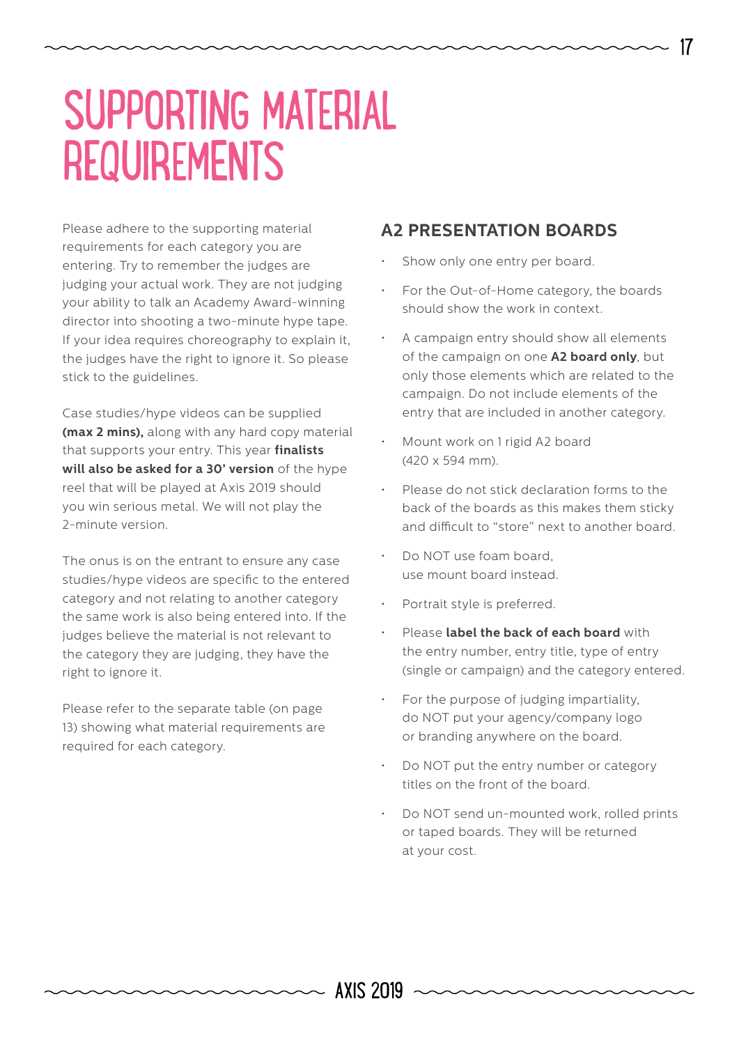# SUPPORTING MATERIAL REQUIREMENTS

Please adhere to the supporting material requirements for each category you are entering. Try to remember the judges are judging your actual work. They are not judging your ability to talk an Academy Award-winning director into shooting a two-minute hype tape. If your idea requires choreography to explain it, the judges have the right to ignore it. So please stick to the guidelines.

Case studies/hype videos can be supplied **(max 2 mins),** along with any hard copy material that supports your entry. This year **finalists will also be asked for a 30' version** of the hype reel that will be played at Axis 2019 should you win serious metal. We will not play the 2-minute version.

The onus is on the entrant to ensure any case studies/hype videos are specific to the entered category and not relating to another category the same work is also being entered into. If the judges believe the material is not relevant to the category they are judging, they have the right to ignore it.

Please refer to the separate table (on page 13) showing what material requirements are required for each category.

## A2 PRESENTATION BOARDS

- Show only one entry per board.
- For the Out-of-Home category, the boards should show the work in context.
- A campaign entry should show all elements of the campaign on one **A2 board only**, but only those elements which are related to the campaign. Do not include elements of the entry that are included in another category.
- Mount work on 1 rigid A2 board (420 x 594 mm).
- Please do not stick declaration forms to the back of the boards as this makes them sticky and difficult to "store" next to another board.
- Do NOT use foam board, use mount board instead.
- Portrait style is preferred.
- Please **label the back of each board** with the entry number, entry title, type of entry (single or campaign) and the category entered.
- For the purpose of judging impartiality, do NOT put your agency/company logo or branding anywhere on the board.
- Do NOT put the entry number or category titles on the front of the board.
- Do NOT send un-mounted work, rolled prints or taped boards. They will be returned at your cost.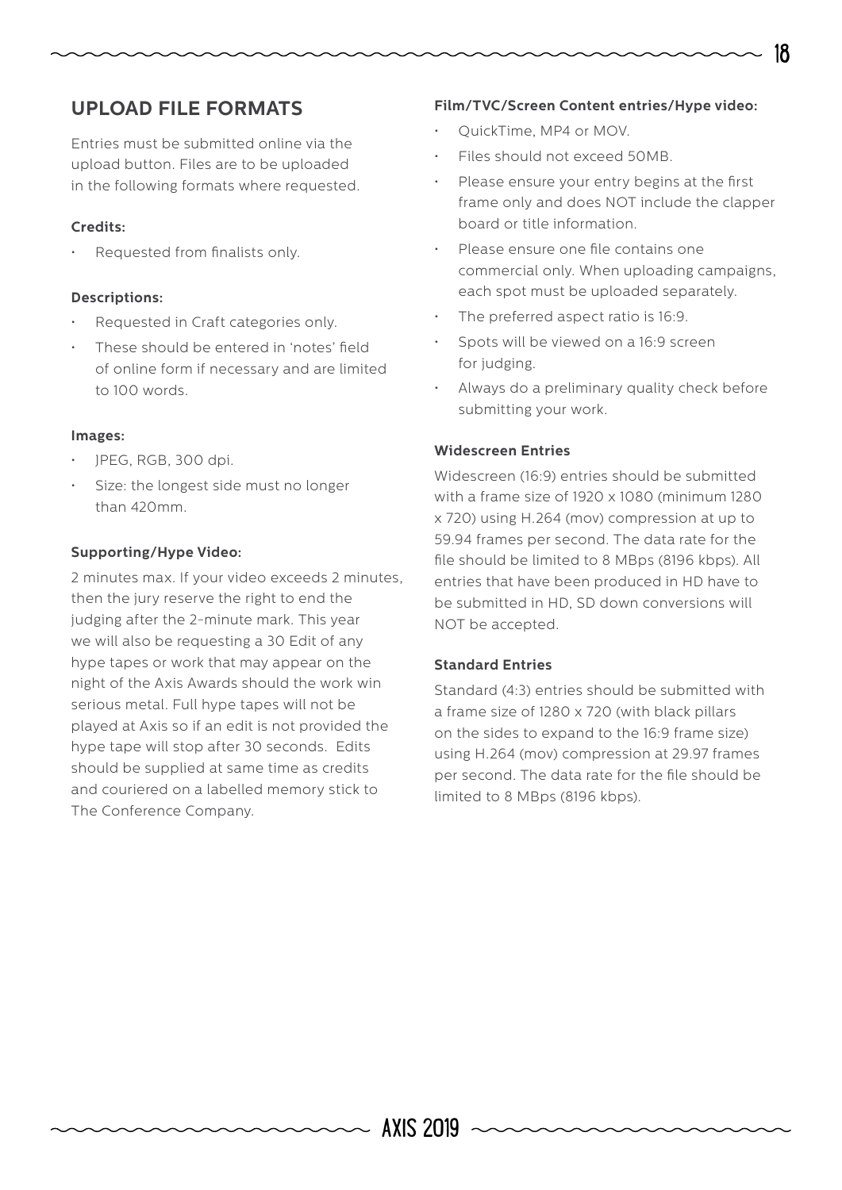## UPLOAD FILE FORMATS

Entries must be submitted online via the upload button. Files are to be uploaded in the following formats where requested.

**Credits:**

- Requested from finalists only.

**Descriptions:**

- Requested in Craft categories only.
- These should be entered in 'notes' field of online form if necessary and are limited to 100 words.

**Images:**

- JPEG, RGB, 300 dpi.
- Size: the longest side must no longer than 420mm.

**Supporting/Hype Video:**

2 minutes max. If your video exceeds 2 minutes, then the jury reserve the right to end the judging after the 2-minute mark. This year we will also be requesting a 30 Edit of any hype tapes or work that may appear on the night of the Axis Awards should the work win serious metal. Full hype tapes will not be played at Axis so if an edit is not provided the hype tape will stop after 30 seconds. Edits should be supplied at same time as credits and couriered on a labelled memory stick to The Conference Company.

**Film/TVC/Screen Content entries/Hype video:**

- QuickTime, MP4 or MOV.
- Files should not exceed 50MB.
- Please ensure your entry begins at the first frame only and does NOT include the clapper board or title information.
- Please ensure one file contains one commercial only. When uploading campaigns, each spot must be uploaded separately.
- The preferred aspect ratio is 16:9.
- Spots will be viewed on a 16:9 screen for judging.
- Always do a preliminary quality check before submitting your work.

**Widescreen Entries**

Widescreen (16:9) entries should be submitted with a frame size of 1920 x 1080 (minimum 1280 x 720) using H.264 (mov) compression at up to 59.94 frames per second. The data rate for the file should be limited to 8 MBps (8196 kbps). All entries that have been produced in HD have to be submitted in HD, SD down conversions will NOT be accepted.

**Standard Entries**

Standard (4:3) entries should be submitted with a frame size of 1280 x 720 (with black pillars on the sides to expand to the 16:9 frame size) using H.264 (mov) compression at 29.97 frames per second. The data rate for the file should be limited to 8 MBps (8196 kbps).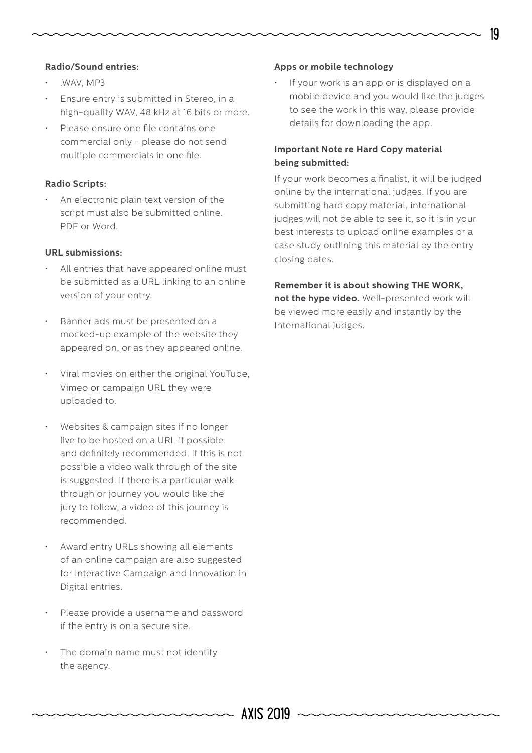**Radio/Sound entries:**

- .WAV, MP3
- Ensure entry is submitted in Stereo, in a high-quality WAV, 48 kHz at 16 bits or more.
- Please ensure one file contains one commercial only - please do not send multiple commercials in one file.

**Radio Scripts:**

- An electronic plain text version of the script must also be submitted online. PDF or Word.

**URL submissions:**

- All entries that have appeared online must be submitted as a URL linking to an online version of your entry.
- Banner ads must be presented on a mocked-up example of the website they appeared on, or as they appeared online.
- Viral movies on either the original YouTube, Vimeo or campaign URL they were uploaded to.
- Websites & campaign sites if no longer live to be hosted on a URL if possible and definitely recommended. If this is not possible a video walk through of the site is suggested. If there is a particular walk through or journey you would like the jury to follow, a video of this journey is recommended.
- Award entry URLs showing all elements of an online campaign are also suggested for Interactive Campaign and Innovation in Digital entries.
- Please provide a username and password if the entry is on a secure site.
- The domain name must not identify the agency.

**Apps or mobile technology**

- If your work is an app or is displayed on a mobile device and you would like the judges to see the work in this way, please provide details for downloading the app.

**Important Note re Hard Copy material being submitted:**

If your work becomes a finalist, it will be judged online by the international judges. If you are submitting hard copy material, international judges will not be able to see it, so it is in your best interests to upload online examples or a case study outlining this material by the entry closing dates.

**Remember it is about showing THE WORK, not the hype video.** Well-presented work will be viewed more easily and instantly by the International Judges.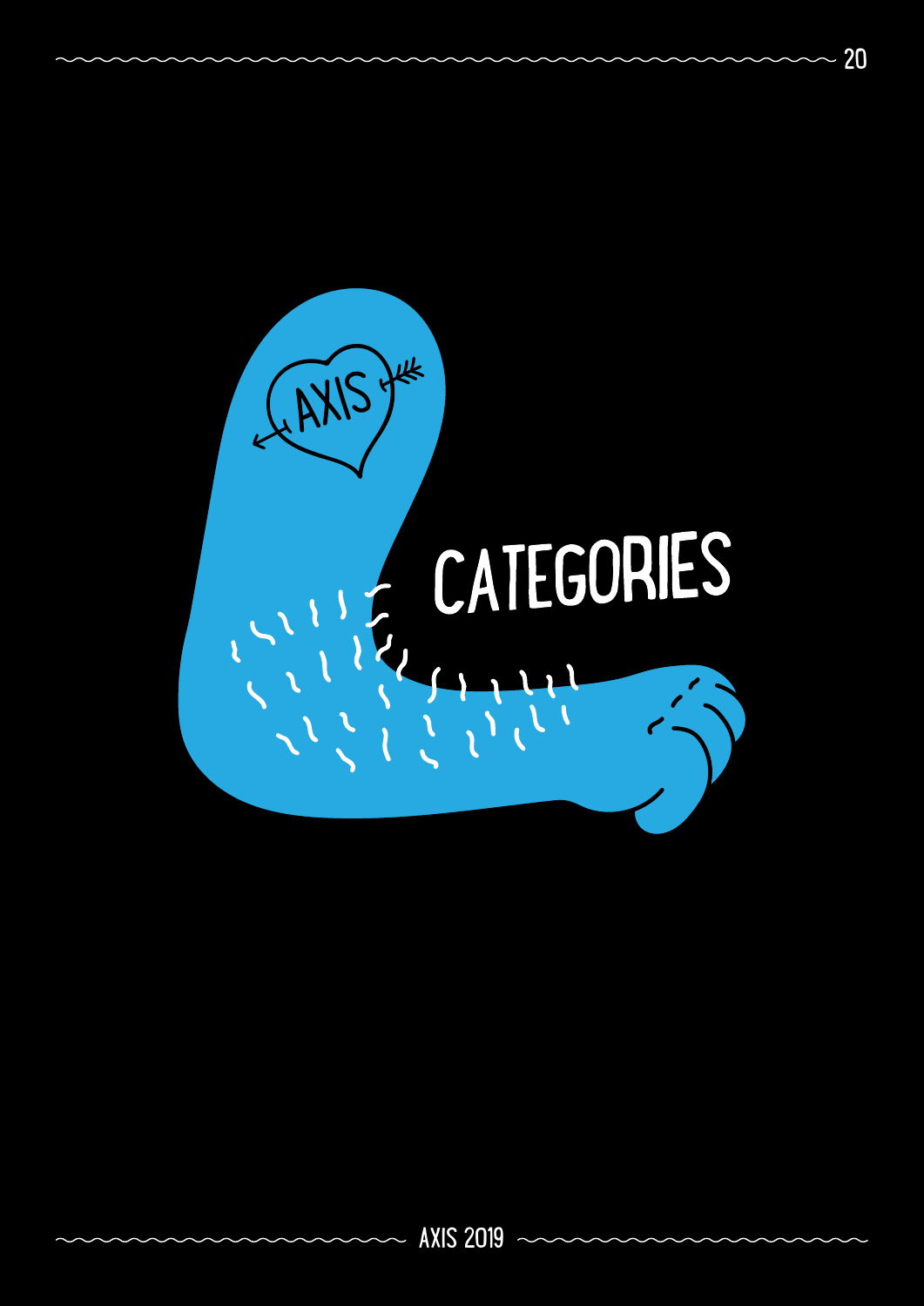# CATEGORIES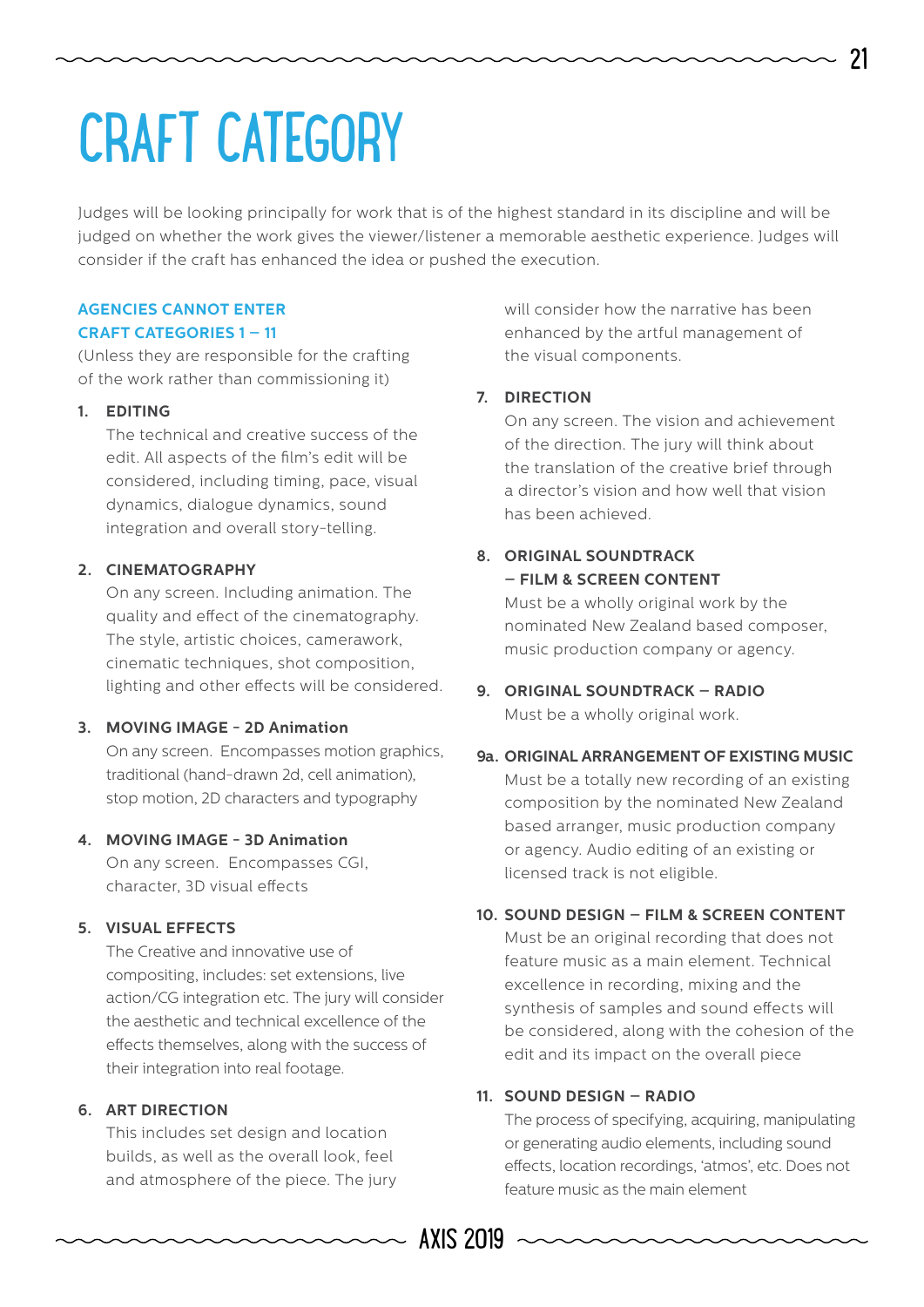# CRAFT CATEGORY

Judges will be looking principally for work that is of the highest standard in its discipline and will be judged on whether the work gives the viewer/listener a memorable aesthetic experience. Judges will consider if the craft has enhanced the idea or pushed the execution.

**AGENCIES CANNOT ENTER CRAFT CATEGORIES 1 – 11**

(Unless they are responsible for the crafting of the work rather than commissioning it)

1. **EDITING**
   The technical and creative success of the edit. All aspects of the film's edit will be considered, including timing, pace, visual dynamics, dialogue dynamics, sound integration and overall story-telling.

2. **CINEMATOGRAPHY**
   On any screen. Including animation. The quality and effect of the cinematography. The style, artistic choices, camerawork, cinematic techniques, shot composition, lighting and other effects will be considered.

3. **MOVING IMAGE - 2D Animation**
   On any screen. Encompasses motion graphics, traditional (hand-drawn 2d, cell animation), stop motion, 2D characters and typography

4. **MOVING IMAGE - 3D Animation**
   On any screen. Encompasses CGI, character, 3D visual effects

5. **VISUAL EFFECTS**
   The Creative and innovative use of compositing, includes: set extensions, live action/CG integration etc. The jury will consider the aesthetic and technical excellence of the effects themselves, along with the success of their integration into real footage.

6. **ART DIRECTION**
   This includes set design and location builds, as well as the overall look, feel and atmosphere of the piece. The jury will consider how the narrative has been enhanced by the artful management of the visual components.

7. **DIRECTION**
   On any screen. The vision and achievement of the direction. The jury will think about the translation of the creative brief through a director's vision and how well that vision has been achieved.

8. **ORIGINAL SOUNDTRACK – FILM & SCREEN CONTENT**
   Must be a wholly original work by the nominated New Zealand based composer, music production company or agency.

9. **ORIGINAL SOUNDTRACK – RADIO**
   Must be a wholly original work.

**9a. ORIGINAL ARRANGEMENT OF EXISTING MUSIC**
Must be a totally new recording of an existing composition by the nominated New Zealand based arranger, music production company or agency. Audio editing of an existing or licensed track is not eligible.

10. **SOUND DESIGN – FILM & SCREEN CONTENT**
    Must be an original recording that does not feature music as a main element. Technical excellence in recording, mixing and the synthesis of samples and sound effects will be considered, along with the cohesion of the edit and its impact on the overall piece

11. **SOUND DESIGN – RADIO**
    The process of specifying, acquiring, manipulating or generating audio elements, including sound effects, location recordings, 'atmos', etc. Does not feature music as the main element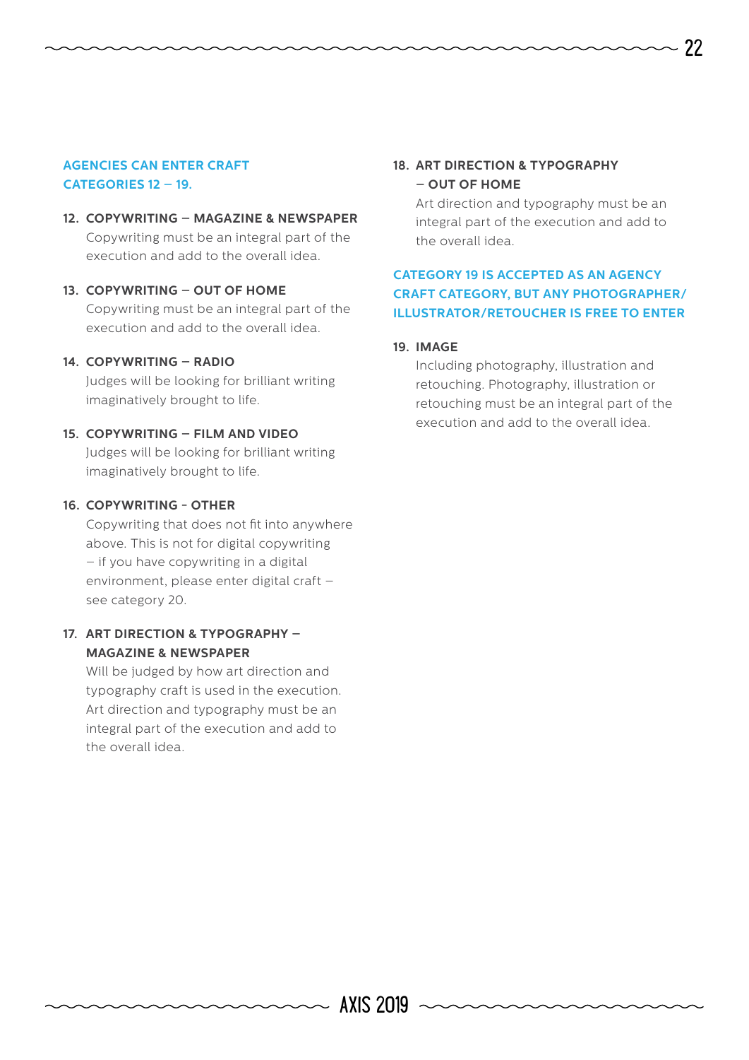**AGENCIES CAN ENTER CRAFT CATEGORIES 12 – 19.**

### 12. COPYWRITING – MAGAZINE & NEWSPAPER

Copywriting must be an integral part of the execution and add to the overall idea.

### 13. COPYWRITING – OUT OF HOME

Copywriting must be an integral part of the execution and add to the overall idea.

### 14. COPYWRITING – RADIO

Judges will be looking for brilliant writing imaginatively brought to life.

### 15. COPYWRITING – FILM AND VIDEO

Judges will be looking for brilliant writing imaginatively brought to life.

### 16. COPYWRITING - OTHER

Copywriting that does not fit into anywhere above. This is not for digital copywriting – if you have copywriting in a digital environment, please enter digital craft – see category 20.

### 17. ART DIRECTION & TYPOGRAPHY – MAGAZINE & NEWSPAPER

Will be judged by how art direction and typography craft is used in the execution. Art direction and typography must be an integral part of the execution and add to the overall idea.

### 18. ART DIRECTION & TYPOGRAPHY – OUT OF HOME

Art direction and typography must be an integral part of the execution and add to the overall idea.

**CATEGORY 19 IS ACCEPTED AS AN AGENCY CRAFT CATEGORY, BUT ANY PHOTOGRAPHER/ ILLUSTRATOR/RETOUCHER IS FREE TO ENTER**

### 19. IMAGE

Including photography, illustration and retouching. Photography, illustration or retouching must be an integral part of the execution and add to the overall idea.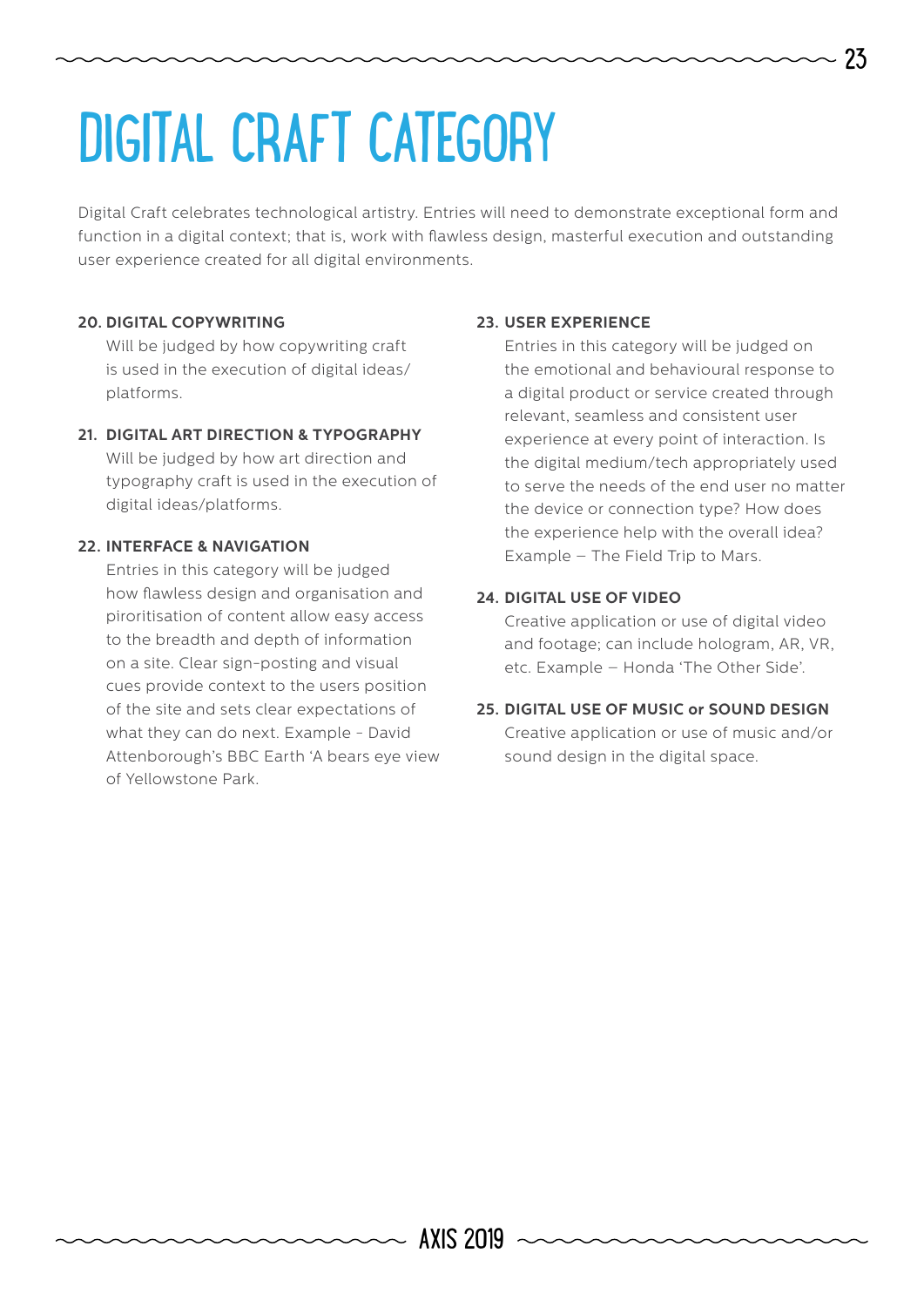# DIGITAL CRAFT CATEGORY

Digital Craft celebrates technological artistry. Entries will need to demonstrate exceptional form and function in a digital context; that is, work with flawless design, masterful execution and outstanding user experience created for all digital environments.

**20. DIGITAL COPYWRITING**

Will be judged by how copywriting craft is used in the execution of digital ideas/ platforms.

**21. DIGITAL ART DIRECTION & TYPOGRAPHY**

Will be judged by how art direction and typography craft is used in the execution of digital ideas/platforms.

**22. INTERFACE & NAVIGATION**

Entries in this category will be judged how flawless design and organisation and piroritisation of content allow easy access to the breadth and depth of information on a site. Clear sign-posting and visual cues provide context to the users position of the site and sets clear expectations of what they can do next. Example - David Attenborough's BBC Earth 'A bears eye view of Yellowstone Park.

**23. USER EXPERIENCE**

Entries in this category will be judged on the emotional and behavioural response to a digital product or service created through relevant, seamless and consistent user experience at every point of interaction. Is the digital medium/tech appropriately used to serve the needs of the end user no matter the device or connection type? How does the experience help with the overall idea? Example – The Field Trip to Mars.

**24. DIGITAL USE OF VIDEO**

Creative application or use of digital video and footage; can include hologram, AR, VR, etc. Example – Honda 'The Other Side'.

**25. DIGITAL USE OF MUSIC or SOUND DESIGN**

Creative application or use of music and/or sound design in the digital space.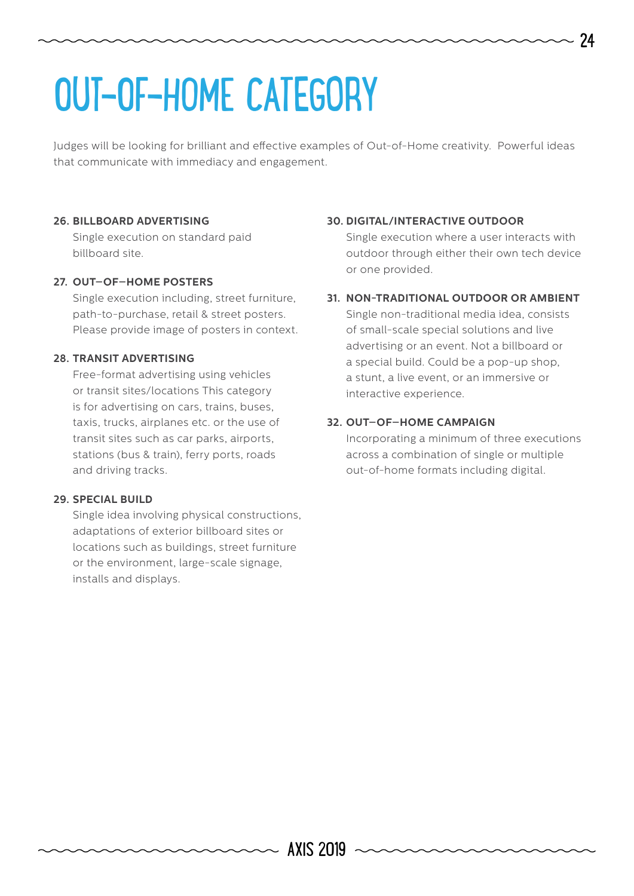# OUT-OF-HOME CATEGORY

Judges will be looking for brilliant and effective examples of Out-of-Home creativity. Powerful ideas that communicate with immediacy and engagement.

**26. BILLBOARD ADVERTISING**

Single execution on standard paid billboard site.

**27. OUT–OF–HOME POSTERS**

Single execution including, street furniture, path-to-purchase, retail & street posters. Please provide image of posters in context.

**28. TRANSIT ADVERTISING**

Free-format advertising using vehicles or transit sites/locations This category is for advertising on cars, trains, buses, taxis, trucks, airplanes etc. or the use of transit sites such as car parks, airports, stations (bus & train), ferry ports, roads and driving tracks.

**29. SPECIAL BUILD**

Single idea involving physical constructions, adaptations of exterior billboard sites or locations such as buildings, street furniture or the environment, large-scale signage, installs and displays.

**30. DIGITAL/INTERACTIVE OUTDOOR**

Single execution where a user interacts with outdoor through either their own tech device or one provided.

**31. NON-TRADITIONAL OUTDOOR OR AMBIENT**

Single non-traditional media idea, consists of small-scale special solutions and live advertising or an event. Not a billboard or a special build. Could be a pop-up shop, a stunt, a live event, or an immersive or interactive experience.

**32. OUT–OF–HOME CAMPAIGN**

Incorporating a minimum of three executions across a combination of single or multiple out-of-home formats including digital.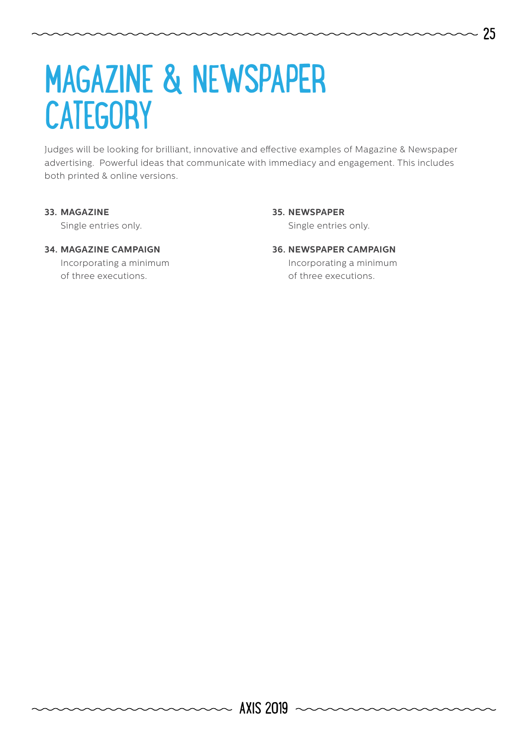# MAGAZINE & NEWSPAPER CATEGORY

Judges will be looking for brilliant, innovative and effective examples of Magazine & Newspaper advertising. Powerful ideas that communicate with immediacy and engagement. This includes both printed & online versions.

**33. MAGAZINE**
Single entries only.

**34. MAGAZINE CAMPAIGN**
Incorporating a minimum of three executions.

**35. NEWSPAPER**
Single entries only.

**36. NEWSPAPER CAMPAIGN**
Incorporating a minimum of three executions.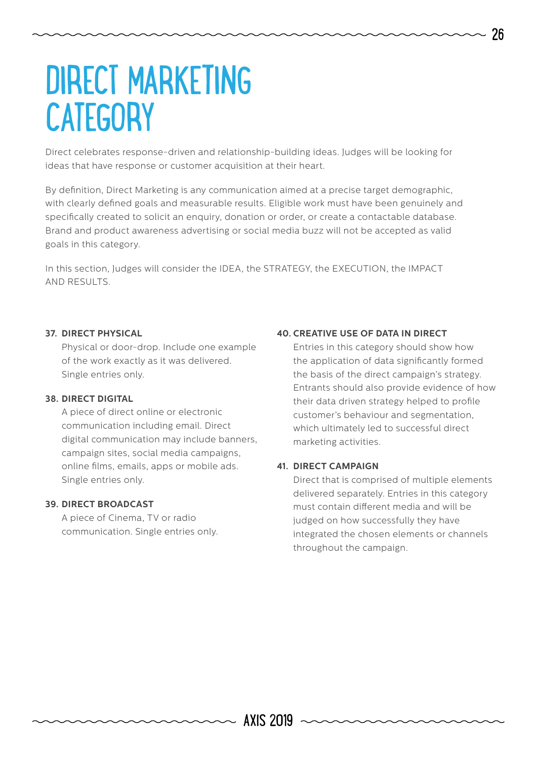# DIRECT MARKETING CATEGORY

Direct celebrates response-driven and relationship-building ideas. Judges will be looking for ideas that have response or customer acquisition at their heart.

By definition, Direct Marketing is any communication aimed at a precise target demographic, with clearly defined goals and measurable results. Eligible work must have been genuinely and specifically created to solicit an enquiry, donation or order, or create a contactable database. Brand and product awareness advertising or social media buzz will not be accepted as valid goals in this category.

In this section, Judges will consider the IDEA, the STRATEGY, the EXECUTION, the IMPACT AND RESULTS.

**37. DIRECT PHYSICAL**

Physical or door-drop. Include one example of the work exactly as it was delivered. Single entries only.

**38. DIRECT DIGITAL**

A piece of direct online or electronic communication including email. Direct digital communication may include banners, campaign sites, social media campaigns, online films, emails, apps or mobile ads. Single entries only.

**39. DIRECT BROADCAST**

A piece of Cinema, TV or radio communication. Single entries only.

**40. CREATIVE USE OF DATA IN DIRECT**

Entries in this category should show how the application of data significantly formed the basis of the direct campaign's strategy. Entrants should also provide evidence of how their data driven strategy helped to profile customer's behaviour and segmentation, which ultimately led to successful direct marketing activities.

**41. DIRECT CAMPAIGN**

Direct that is comprised of multiple elements delivered separately. Entries in this category must contain different media and will be judged on how successfully they have integrated the chosen elements or channels throughout the campaign.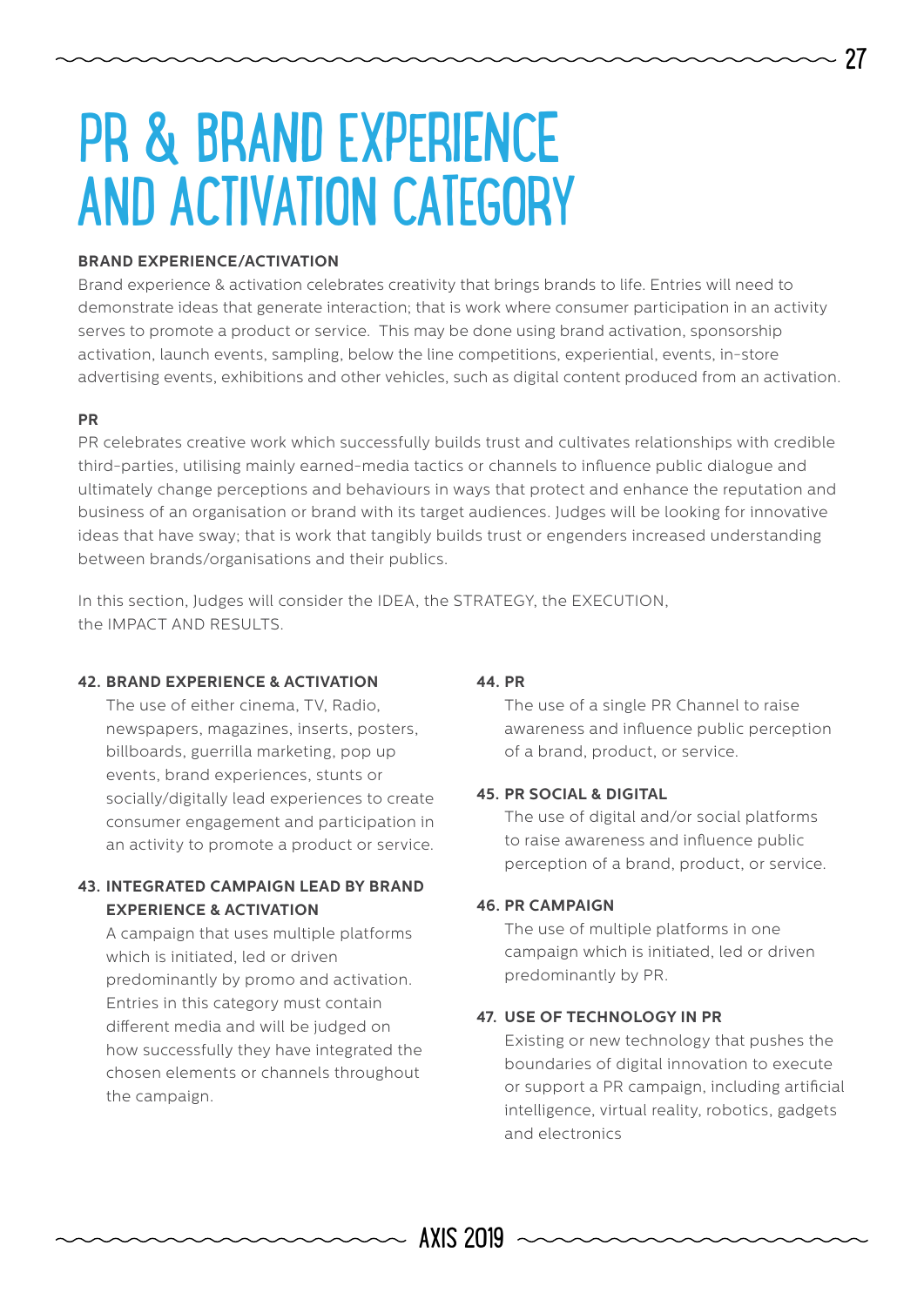# PR & BRAND EXPERIENCE AND ACTIVATION CATEGORY

**BRAND EXPERIENCE/ACTIVATION**

Brand experience & activation celebrates creativity that brings brands to life. Entries will need to demonstrate ideas that generate interaction; that is work where consumer participation in an activity serves to promote a product or service. This may be done using brand activation, sponsorship activation, launch events, sampling, below the line competitions, experiential, events, in-store advertising events, exhibitions and other vehicles, such as digital content produced from an activation.

**PR**

PR celebrates creative work which successfully builds trust and cultivates relationships with credible third-parties, utilising mainly earned-media tactics or channels to influence public dialogue and ultimately change perceptions and behaviours in ways that protect and enhance the reputation and business of an organisation or brand with its target audiences. Judges will be looking for innovative ideas that have sway; that is work that tangibly builds trust or engenders increased understanding between brands/organisations and their publics.

In this section, Judges will consider the IDEA, the STRATEGY, the EXECUTION, the IMPACT AND RESULTS.

**42. BRAND EXPERIENCE & ACTIVATION**

The use of either cinema, TV, Radio, newspapers, magazines, inserts, posters, billboards, guerrilla marketing, pop up events, brand experiences, stunts or socially/digitally lead experiences to create consumer engagement and participation in an activity to promote a product or service.

**43. INTEGRATED CAMPAIGN LEAD BY BRAND EXPERIENCE & ACTIVATION**

A campaign that uses multiple platforms which is initiated, led or driven predominantly by promo and activation. Entries in this category must contain different media and will be judged on how successfully they have integrated the chosen elements or channels throughout the campaign.

**44. PR**

The use of a single PR Channel to raise awareness and influence public perception of a brand, product, or service.

**45. PR SOCIAL & DIGITAL**

The use of digital and/or social platforms to raise awareness and influence public perception of a brand, product, or service.

**46. PR CAMPAIGN**

The use of multiple platforms in one campaign which is initiated, led or driven predominantly by PR.

**47. USE OF TECHNOLOGY IN PR**

Existing or new technology that pushes the boundaries of digital innovation to execute or support a PR campaign, including artificial intelligence, virtual reality, robotics, gadgets and electronics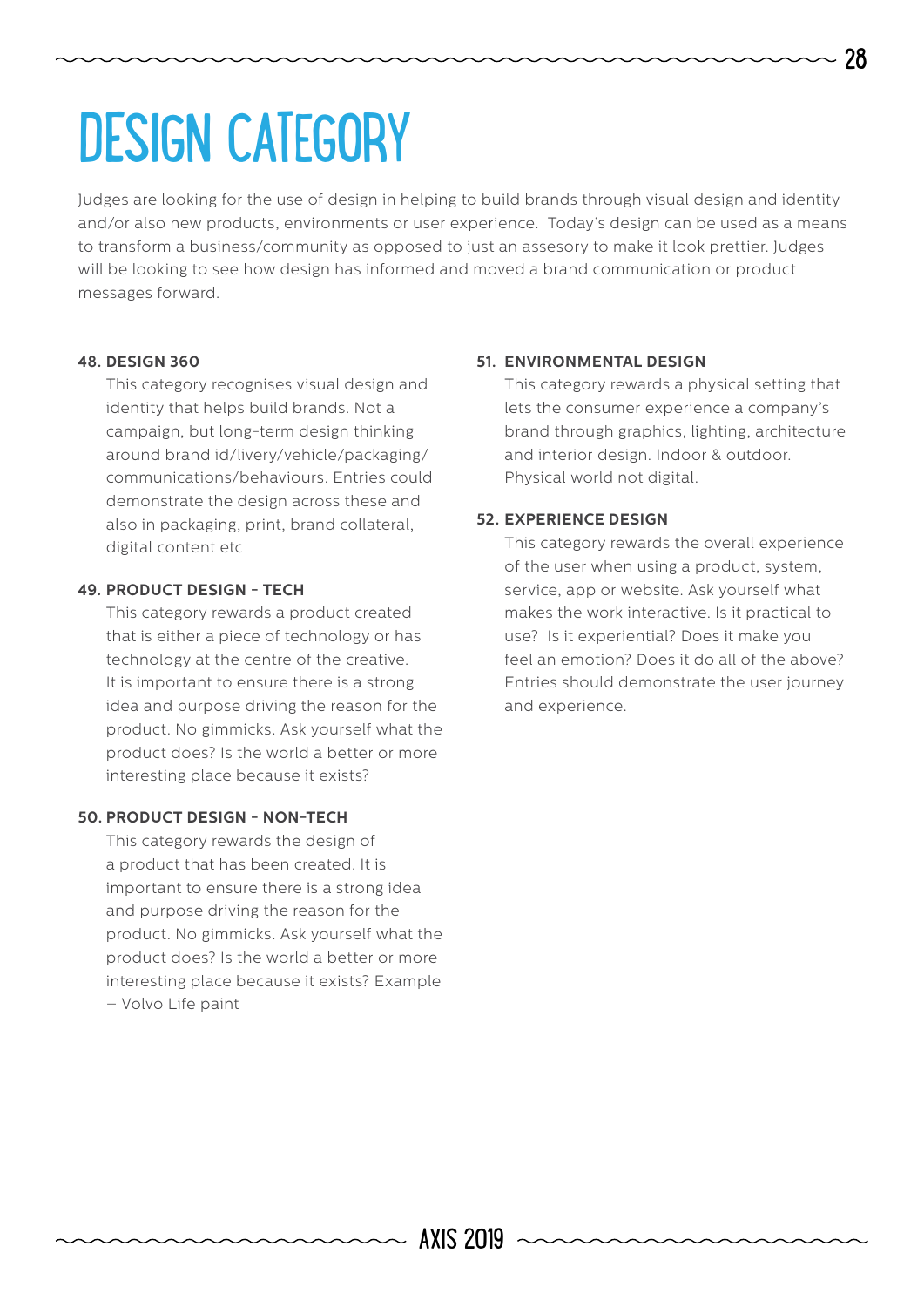# DESIGN CATEGORY

Judges are looking for the use of design in helping to build brands through visual design and identity and/or also new products, environments or user experience. Today's design can be used as a means to transform a business/community as opposed to just an assesory to make it look prettier. Judges will be looking to see how design has informed and moved a brand communication or product messages forward.

**48. DESIGN 360**

This category recognises visual design and identity that helps build brands. Not a campaign, but long-term design thinking around brand id/livery/vehicle/packaging/communications/behaviours. Entries could demonstrate the design across these and also in packaging, print, brand collateral, digital content etc

**49. PRODUCT DESIGN - TECH**

This category rewards a product created that is either a piece of technology or has technology at the centre of the creative. It is important to ensure there is a strong idea and purpose driving the reason for the product. No gimmicks. Ask yourself what the product does? Is the world a better or more interesting place because it exists?

**50. PRODUCT DESIGN - NON-TECH**

This category rewards the design of a product that has been created. It is important to ensure there is a strong idea and purpose driving the reason for the product. No gimmicks. Ask yourself what the product does? Is the world a better or more interesting place because it exists? Example – Volvo Life paint

**51. ENVIRONMENTAL DESIGN**

This category rewards a physical setting that lets the consumer experience a company's brand through graphics, lighting, architecture and interior design. Indoor & outdoor. Physical world not digital.

**52. EXPERIENCE DESIGN**

This category rewards the overall experience of the user when using a product, system, service, app or website. Ask yourself what makes the work interactive. Is it practical to use? Is it experiential? Does it make you feel an emotion? Does it do all of the above? Entries should demonstrate the user journey and experience.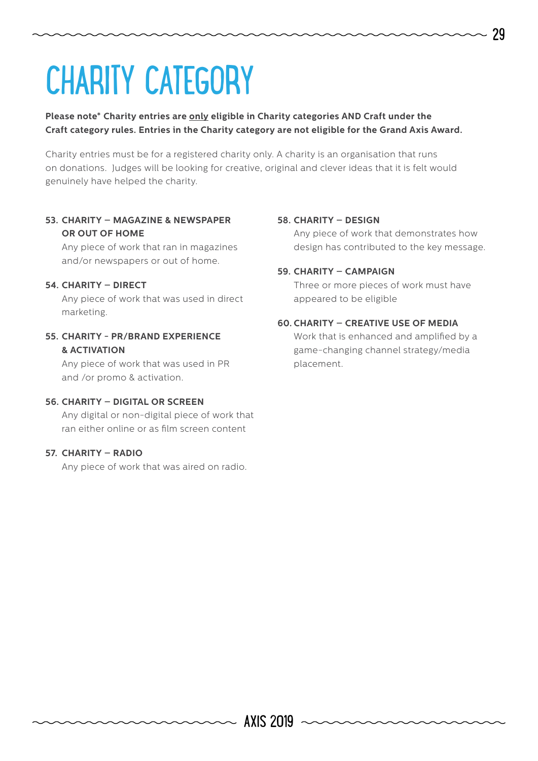# CHARITY CATEGORY

**Please note* Charity entries are only eligible in Charity categories AND Craft under the Craft category rules. Entries in the Charity category are not eligible for the Grand Axis Award.**

Charity entries must be for a registered charity only. A charity is an organisation that runs on donations. Judges will be looking for creative, original and clever ideas that it is felt would genuinely have helped the charity.

**53. CHARITY – MAGAZINE & NEWSPAPER OR OUT OF HOME**
Any piece of work that ran in magazines and/or newspapers or out of home.

**54. CHARITY – DIRECT**
Any piece of work that was used in direct marketing.

**55. CHARITY - PR/BRAND EXPERIENCE & ACTIVATION**
Any piece of work that was used in PR and /or promo & activation.

**56. CHARITY – DIGITAL OR SCREEN**
Any digital or non-digital piece of work that ran either online or as film screen content

**57. CHARITY – RADIO**
Any piece of work that was aired on radio.

**58. CHARITY – DESIGN**
Any piece of work that demonstrates how design has contributed to the key message.

**59. CHARITY – CAMPAIGN**
Three or more pieces of work must have appeared to be eligible

**60. CHARITY – CREATIVE USE OF MEDIA**
Work that is enhanced and amplified by a game-changing channel strategy/media placement.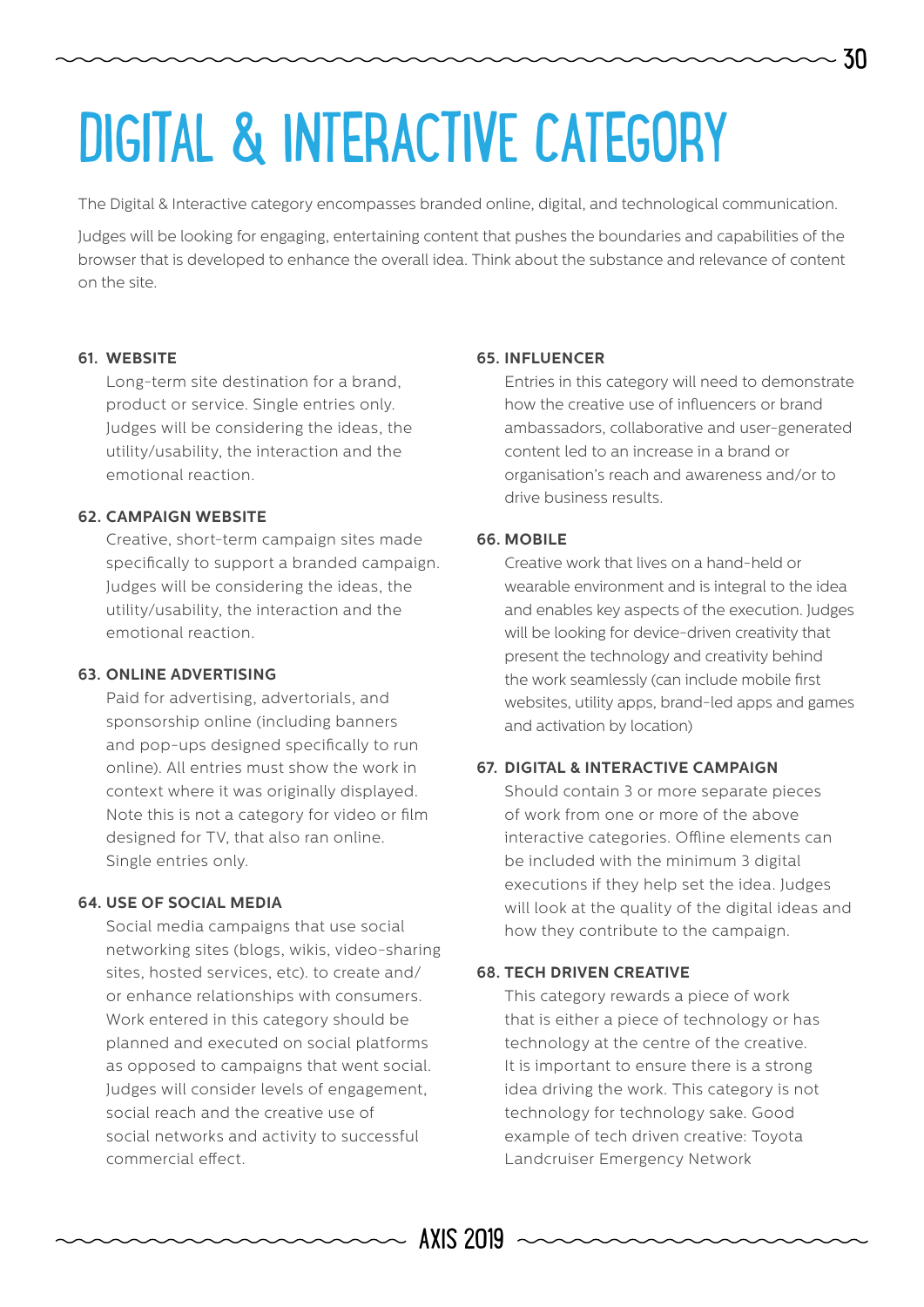# DIGITAL & INTERACTIVE CATEGORY

The Digital & Interactive category encompasses branded online, digital, and technological communication.

Judges will be looking for engaging, entertaining content that pushes the boundaries and capabilities of the browser that is developed to enhance the overall idea. Think about the substance and relevance of content on the site.

### 61. WEBSITE

Long-term site destination for a brand, product or service. Single entries only. Judges will be considering the ideas, the utility/usability, the interaction and the emotional reaction.

### 62. CAMPAIGN WEBSITE

Creative, short-term campaign sites made specifically to support a branded campaign. Judges will be considering the ideas, the utility/usability, the interaction and the emotional reaction.

### 63. ONLINE ADVERTISING

Paid for advertising, advertorials, and sponsorship online (including banners and pop-ups designed specifically to run online). All entries must show the work in context where it was originally displayed. Note this is not a category for video or film designed for TV, that also ran online. Single entries only.

### 64. USE OF SOCIAL MEDIA

Social media campaigns that use social networking sites (blogs, wikis, video-sharing sites, hosted services, etc). to create and/or enhance relationships with consumers. Work entered in this category should be planned and executed on social platforms as opposed to campaigns that went social. Judges will consider levels of engagement, social reach and the creative use of social networks and activity to successful commercial effect.

### 65. INFLUENCER

Entries in this category will need to demonstrate how the creative use of influencers or brand ambassadors, collaborative and user-generated content led to an increase in a brand or organisation's reach and awareness and/or to drive business results.

### 66. MOBILE

Creative work that lives on a hand-held or wearable environment and is integral to the idea and enables key aspects of the execution. Judges will be looking for device-driven creativity that present the technology and creativity behind the work seamlessly (can include mobile first websites, utility apps, brand-led apps and games and activation by location)

### 67. DIGITAL & INTERACTIVE CAMPAIGN

Should contain 3 or more separate pieces of work from one or more of the above interactive categories. Offline elements can be included with the minimum 3 digital executions if they help set the idea. Judges will look at the quality of the digital ideas and how they contribute to the campaign.

### 68. TECH DRIVEN CREATIVE

This category rewards a piece of work that is either a piece of technology or has technology at the centre of the creative. It is important to ensure there is a strong idea driving the work. This category is not technology for technology sake. Good example of tech driven creative: Toyota Landcruiser Emergency Network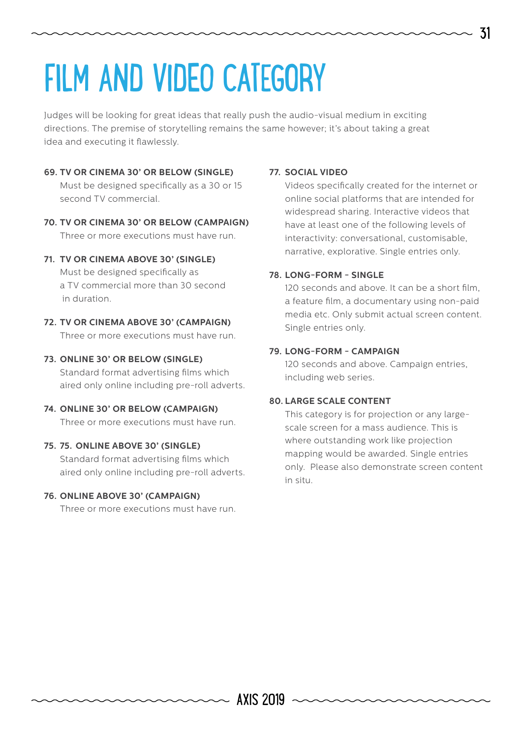# FILM AND VIDEO CATEGORY

Judges will be looking for great ideas that really push the audio-visual medium in exciting directions. The premise of storytelling remains the same however; it's about taking a great idea and executing it flawlessly.

**69. TV OR CINEMA 30' OR BELOW (SINGLE)**
Must be designed specifically as a 30 or 15 second TV commercial.

**70. TV OR CINEMA 30' OR BELOW (CAMPAIGN)**
Three or more executions must have run.

**71. TV OR CINEMA ABOVE 30' (SINGLE)**
Must be designed specifically as a TV commercial more than 30 second in duration.

**72. TV OR CINEMA ABOVE 30' (CAMPAIGN)**
Three or more executions must have run.

**73. ONLINE 30' OR BELOW (SINGLE)**
Standard format advertising films which aired only online including pre-roll adverts.

**74. ONLINE 30' OR BELOW (CAMPAIGN)**
Three or more executions must have run.

**75. 75. ONLINE ABOVE 30' (SINGLE)**
Standard format advertising films which aired only online including pre-roll adverts.

**76. ONLINE ABOVE 30' (CAMPAIGN)**
Three or more executions must have run.

**77. SOCIAL VIDEO**
Videos specifically created for the internet or online social platforms that are intended for widespread sharing. Interactive videos that have at least one of the following levels of interactivity: conversational, customisable, narrative, explorative. Single entries only.

**78. LONG-FORM - SINGLE**
120 seconds and above. It can be a short film, a feature film, a documentary using non-paid media etc. Only submit actual screen content. Single entries only.

**79. LONG-FORM - CAMPAIGN**
120 seconds and above. Campaign entries, including web series.

**80. LARGE SCALE CONTENT**
This category is for projection or any large-scale screen for a mass audience. This is where outstanding work like projection mapping would be awarded. Single entries only. Please also demonstrate screen content in situ.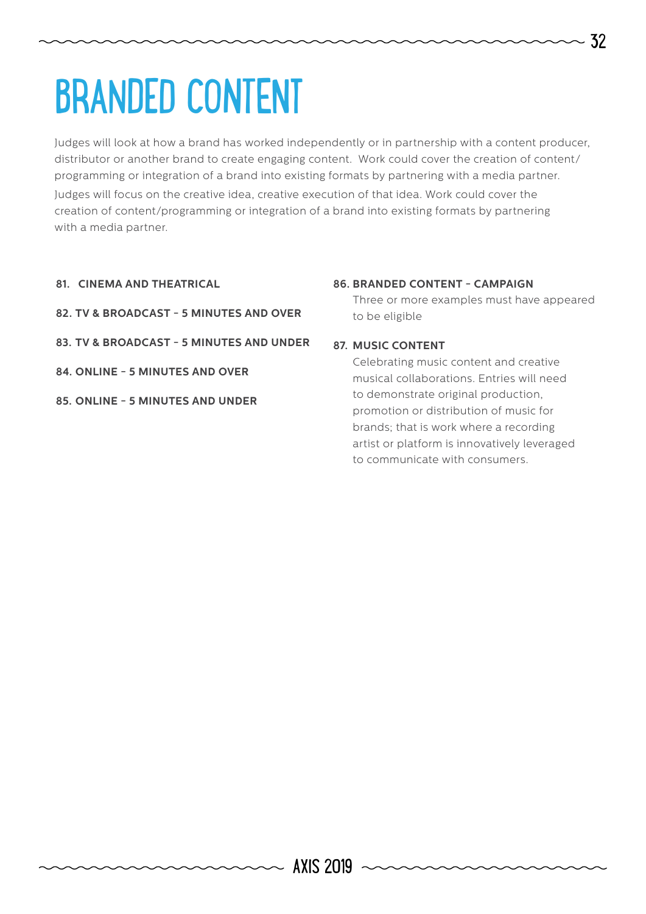# BRANDED CONTENT

Judges will look at how a brand has worked independently or in partnership with a content producer, distributor or another brand to create engaging content. Work could cover the creation of content/ programming or integration of a brand into existing formats by partnering with a media partner.

Judges will focus on the creative idea, creative execution of that idea. Work could cover the creation of content/programming or integration of a brand into existing formats by partnering with a media partner.

**81. CINEMA AND THEATRICAL**

**82. TV & BROADCAST – 5 MINUTES AND OVER**

**83. TV & BROADCAST – 5 MINUTES AND UNDER**

**84. ONLINE – 5 MINUTES AND OVER**

**85. ONLINE – 5 MINUTES AND UNDER**

**86. BRANDED CONTENT – CAMPAIGN**

Three or more examples must have appeared to be eligible

**87. MUSIC CONTENT**

Celebrating music content and creative musical collaborations. Entries will need to demonstrate original production, promotion or distribution of music for brands; that is work where a recording artist or platform is innovatively leveraged to communicate with consumers.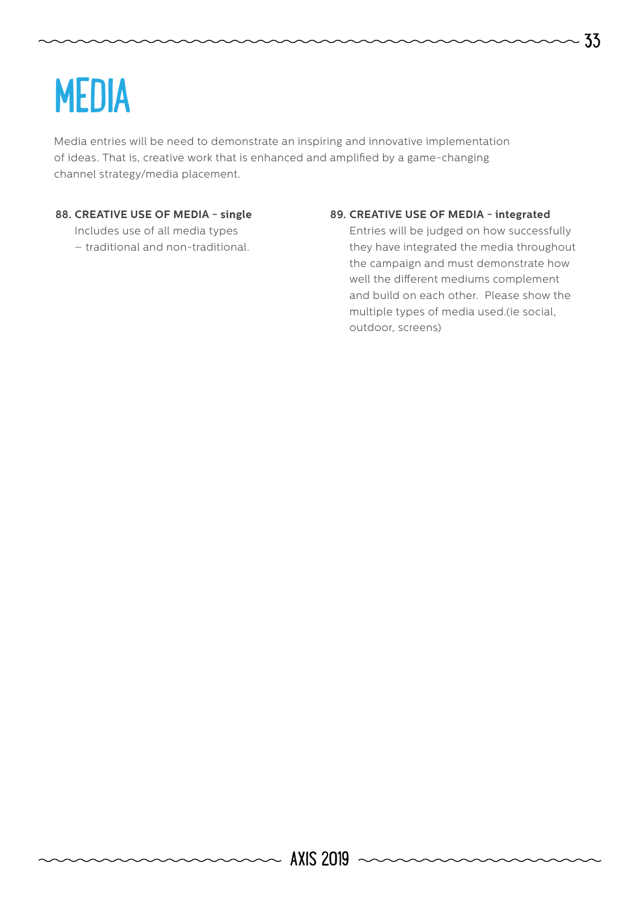# MEDIA

Media entries will be need to demonstrate an inspiring and innovative implementation of ideas. That is, creative work that is enhanced and amplified by a game-changing channel strategy/media placement.

**88. CREATIVE USE OF MEDIA - single**

Includes use of all media types – traditional and non-traditional.

**89. CREATIVE USE OF MEDIA - integrated**

Entries will be judged on how successfully they have integrated the media throughout the campaign and must demonstrate how well the different mediums complement and build on each other. Please show the multiple types of media used.(ie social, outdoor, screens)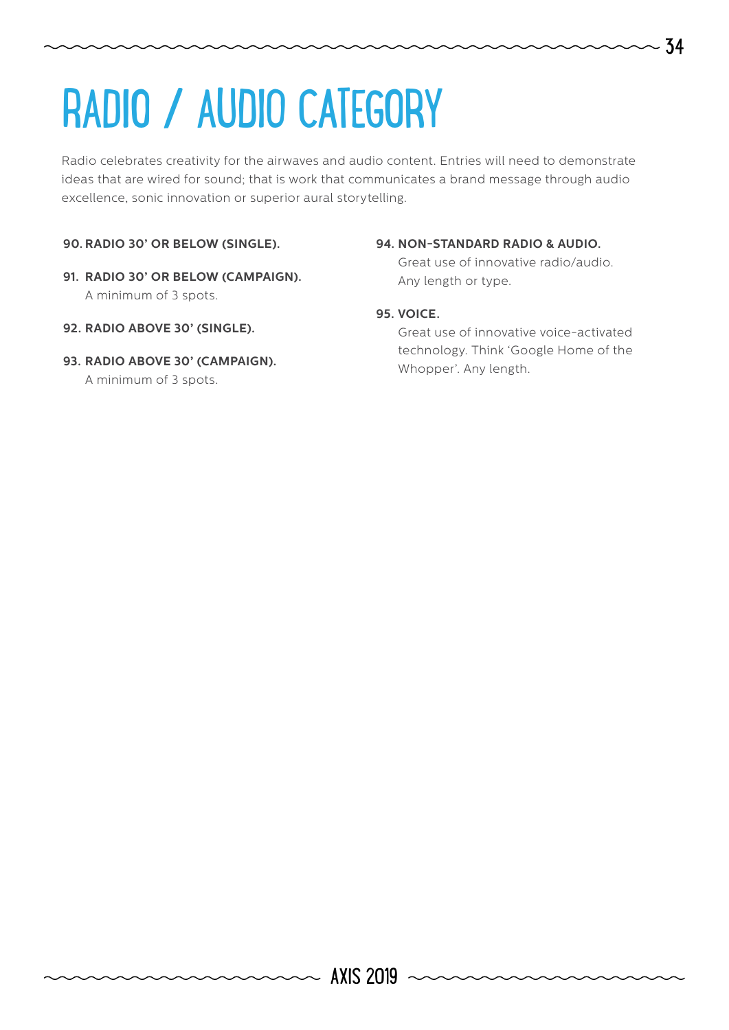# RADIO / AUDIO CATEGORY

Radio celebrates creativity for the airwaves and audio content. Entries will need to demonstrate ideas that are wired for sound; that is work that communicates a brand message through audio excellence, sonic innovation or superior aural storytelling.

**90. RADIO 30' OR BELOW (SINGLE).**

**91. RADIO 30' OR BELOW (CAMPAIGN).**
A minimum of 3 spots.

**92. RADIO ABOVE 30' (SINGLE).**

**93. RADIO ABOVE 30' (CAMPAIGN).**
A minimum of 3 spots.

**94. NON-STANDARD RADIO & AUDIO.**
Great use of innovative radio/audio. Any length or type.

**95. VOICE.**
Great use of innovative voice-activated technology. Think 'Google Home of the Whopper'. Any length.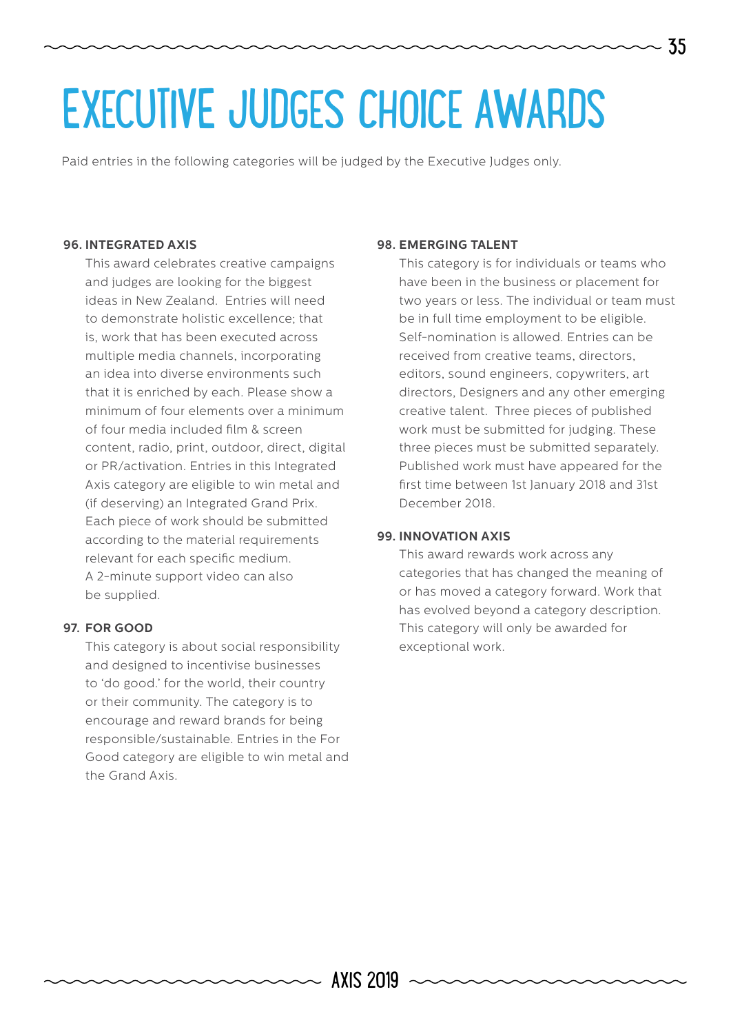# EXECUTIVE JUDGES CHOICE AWARDS

Paid entries in the following categories will be judged by the Executive Judges only.

**96. INTEGRATED AXIS**

This award celebrates creative campaigns and judges are looking for the biggest ideas in New Zealand. Entries will need to demonstrate holistic excellence; that is, work that has been executed across multiple media channels, incorporating an idea into diverse environments such that it is enriched by each. Please show a minimum of four elements over a minimum of four media included film & screen content, radio, print, outdoor, direct, digital or PR/activation. Entries in this Integrated Axis category are eligible to win metal and (if deserving) an Integrated Grand Prix. Each piece of work should be submitted according to the material requirements relevant for each specific medium. A 2-minute support video can also be supplied.

**97. FOR GOOD**

This category is about social responsibility and designed to incentivise businesses to 'do good.' for the world, their country or their community. The category is to encourage and reward brands for being responsible/sustainable. Entries in the For Good category are eligible to win metal and the Grand Axis.

**98. EMERGING TALENT**

This category is for individuals or teams who have been in the business or placement for two years or less. The individual or team must be in full time employment to be eligible. Self-nomination is allowed. Entries can be received from creative teams, directors, editors, sound engineers, copywriters, art directors, Designers and any other emerging creative talent. Three pieces of published work must be submitted for judging. These three pieces must be submitted separately. Published work must have appeared for the first time between 1st January 2018 and 31st December 2018.

**99. INNOVATION AXIS**

This award rewards work across any categories that has changed the meaning of or has moved a category forward. Work that has evolved beyond a category description. This category will only be awarded for exceptional work.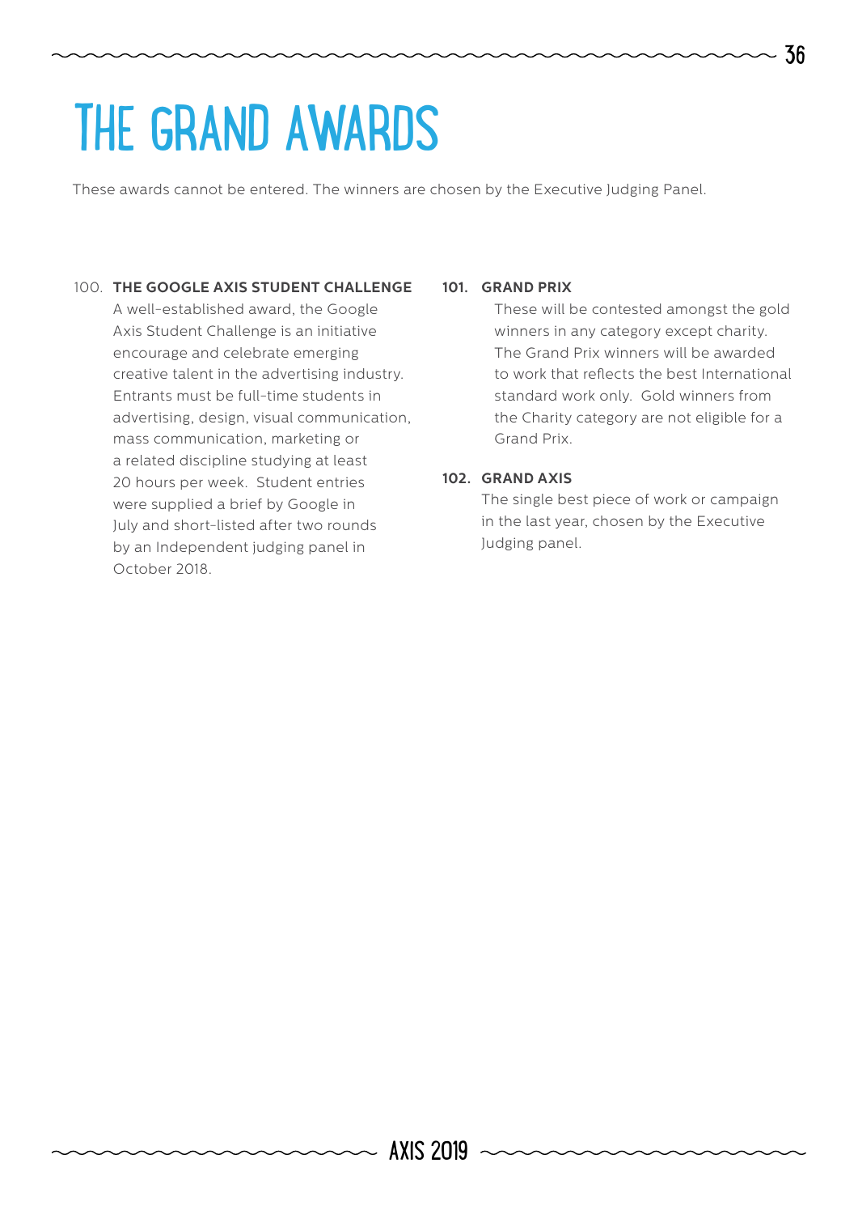# THE GRAND AWARDS

These awards cannot be entered. The winners are chosen by the Executive Judging Panel.

100. **THE GOOGLE AXIS STUDENT CHALLENGE**
A well-established award, the Google Axis Student Challenge is an initiative encourage and celebrate emerging creative talent in the advertising industry. Entrants must be full-time students in advertising, design, visual communication, mass communication, marketing or a related discipline studying at least 20 hours per week. Student entries were supplied a brief by Google in July and short-listed after two rounds by an Independent judging panel in October 2018.

**101. GRAND PRIX**
These will be contested amongst the gold winners in any category except charity. The Grand Prix winners will be awarded to work that reflects the best International standard work only. Gold winners from the Charity category are not eligible for a Grand Prix.

**102. GRAND AXIS**
The single best piece of work or campaign in the last year, chosen by the Executive Judging panel.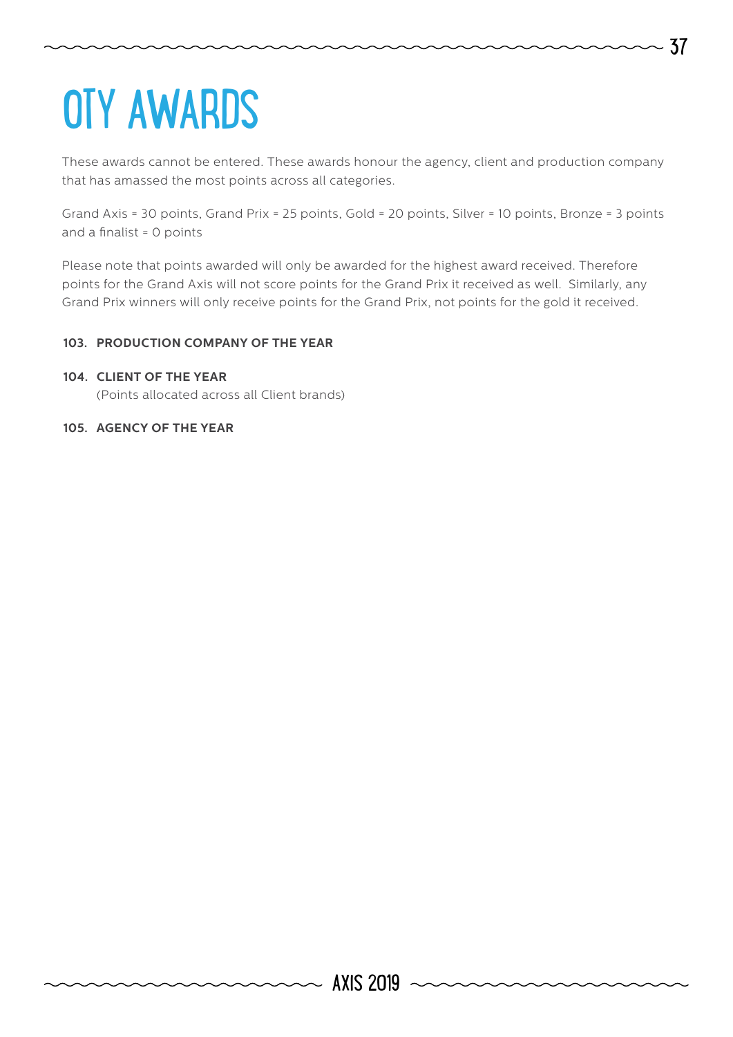# OTY AWARDS

These awards cannot be entered. These awards honour the agency, client and production company that has amassed the most points across all categories.

Grand Axis = 30 points, Grand Prix = 25 points, Gold = 20 points, Silver = 10 points, Bronze = 3 points and a finalist = 0 points

Please note that points awarded will only be awarded for the highest award received. Therefore points for the Grand Axis will not score points for the Grand Prix it received as well. Similarly, any Grand Prix winners will only receive points for the Grand Prix, not points for the gold it received.

**103. PRODUCTION COMPANY OF THE YEAR**

**104. CLIENT OF THE YEAR**
(Points allocated across all Client brands)

**105. AGENCY OF THE YEAR**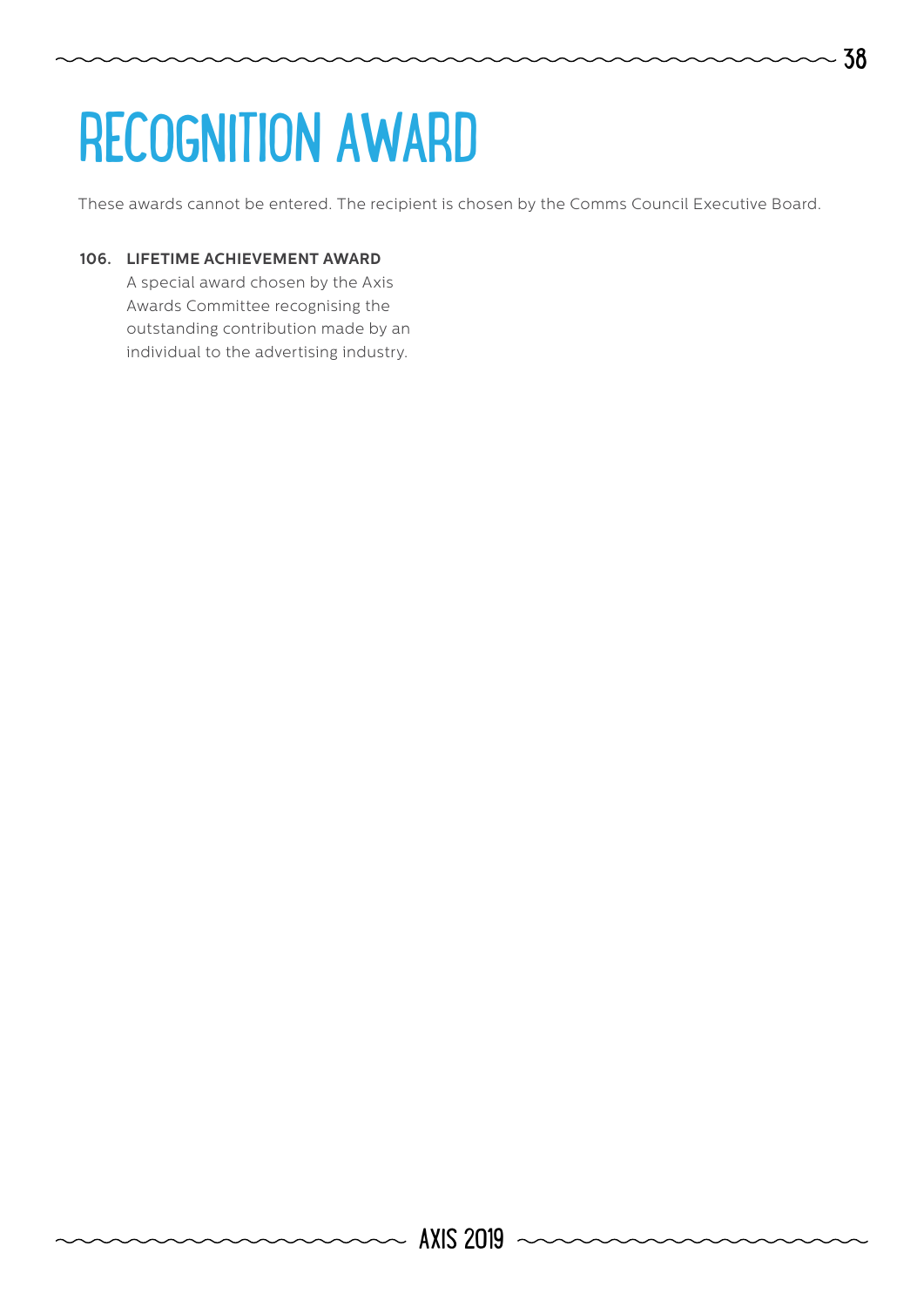# RECOGNITION AWARD

These awards cannot be entered. The recipient is chosen by the Comms Council Executive Board.

**106. LIFETIME ACHIEVEMENT AWARD**

A special award chosen by the Axis Awards Committee recognising the outstanding contribution made by an individual to the advertising industry.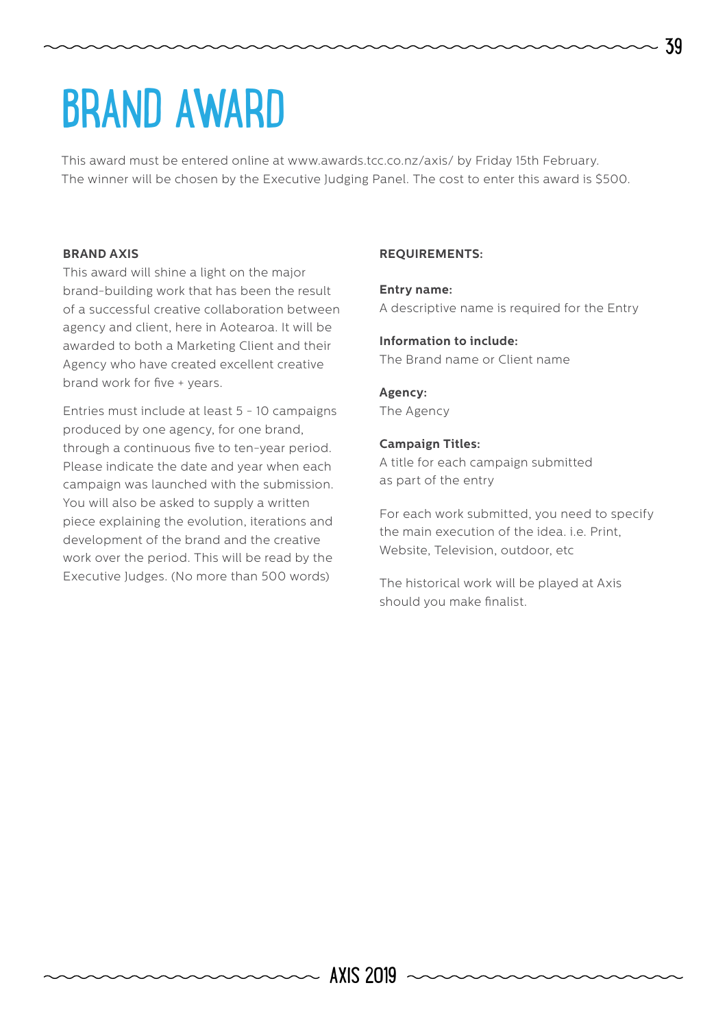# BRAND AWARD

This award must be entered online at www.awards.tcc.co.nz/axis/ by Friday 15th February. The winner will be chosen by the Executive Judging Panel. The cost to enter this award is $500.

**BRAND AXIS**

This award will shine a light on the major brand-building work that has been the result of a successful creative collaboration between agency and client, here in Aotearoa. It will be awarded to both a Marketing Client and their Agency who have created excellent creative brand work for five + years.

Entries must include at least 5 - 10 campaigns produced by one agency, for one brand, through a continuous five to ten-year period. Please indicate the date and year when each campaign was launched with the submission. You will also be asked to supply a written piece explaining the evolution, iterations and development of the brand and the creative work over the period. This will be read by the Executive Judges. (No more than 500 words)

**REQUIREMENTS:**

**Entry name:**
A descriptive name is required for the Entry

**Information to include:**
The Brand name or Client name

**Agency:**
The Agency

**Campaign Titles:**
A title for each campaign submitted as part of the entry

For each work submitted, you need to specify the main execution of the idea. i.e. Print, Website, Television, outdoor, etc

The historical work will be played at Axis should you make finalist.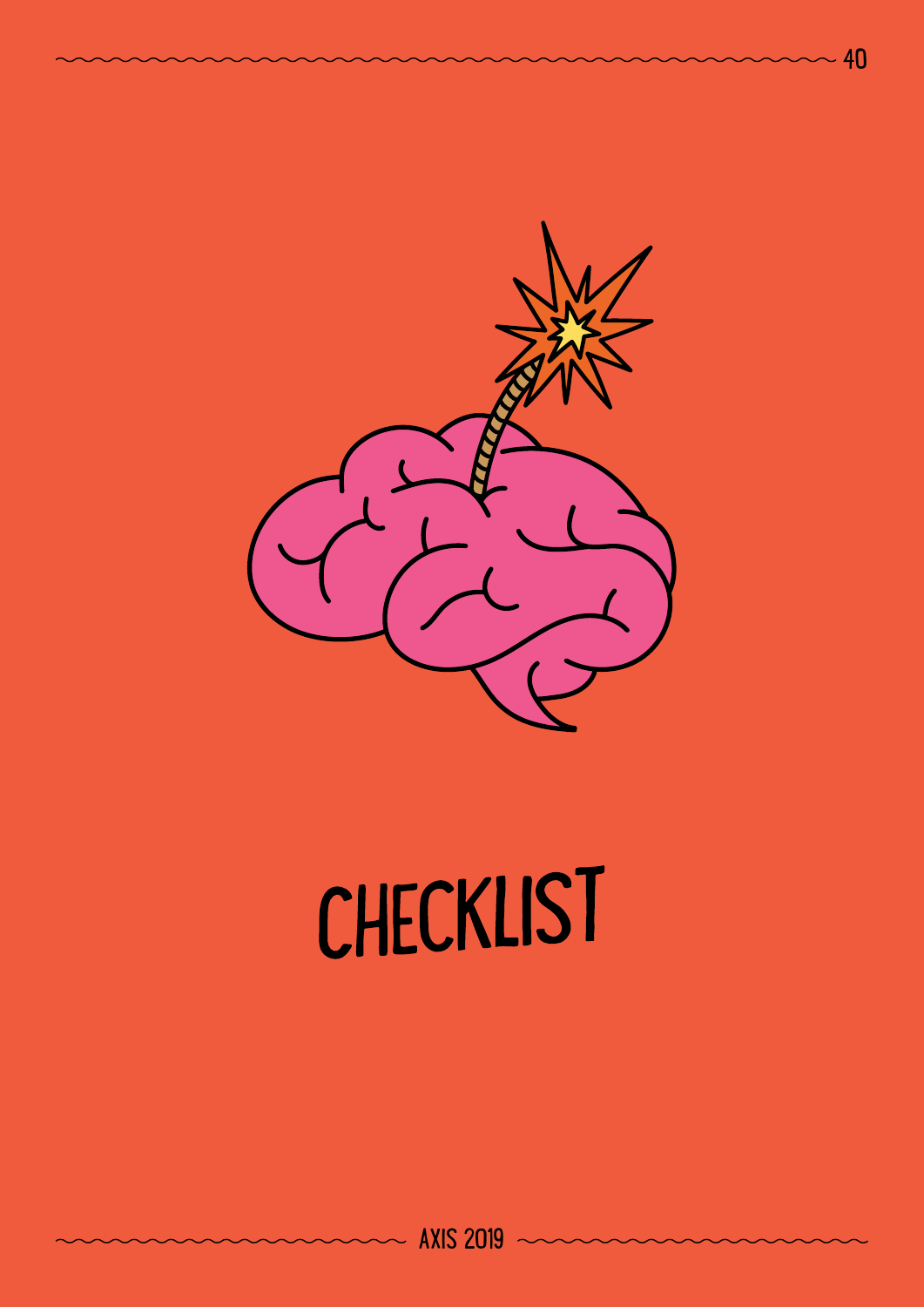# CHECKLIST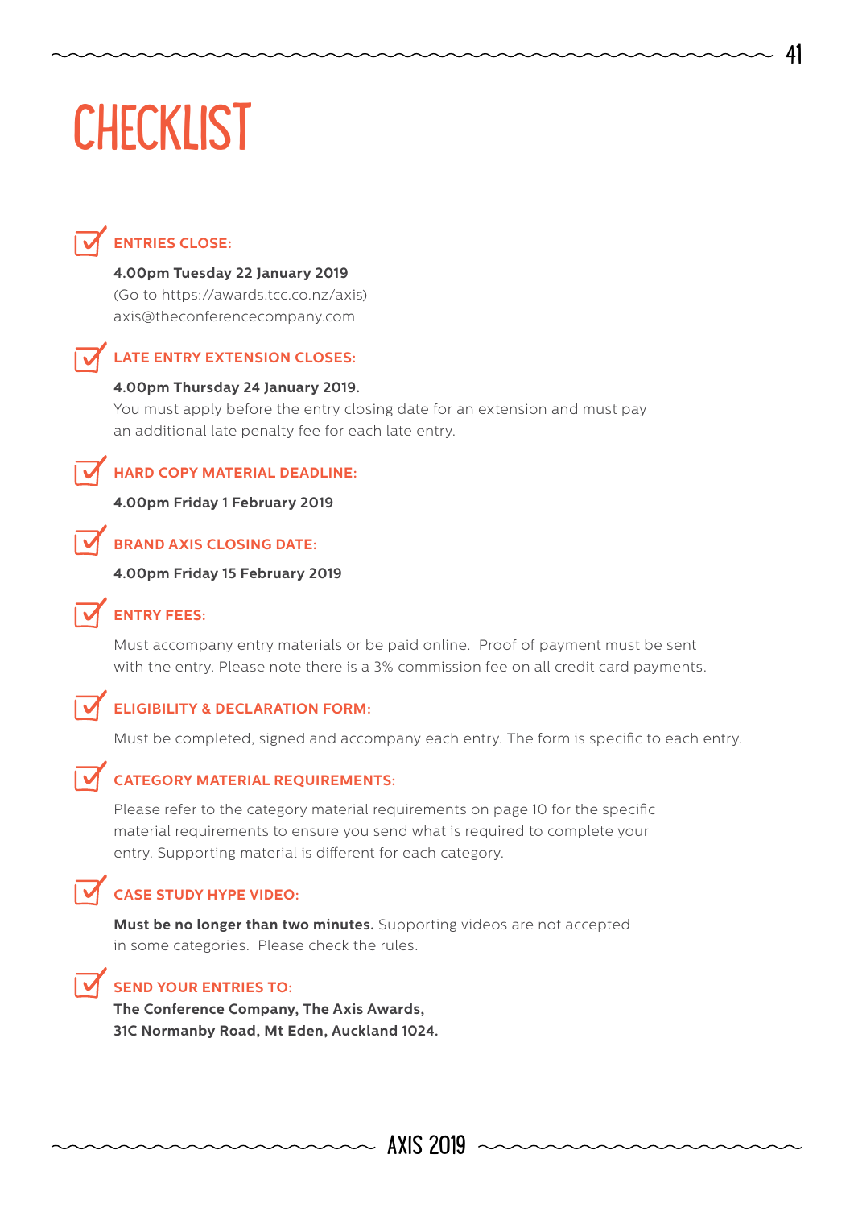# CHECKLIST

### ENTRIES CLOSE:

**4.00pm Tuesday 22 January 2019**
(Go to https://awards.tcc.co.nz/axis)
axis@theconferencecompany.com

### LATE ENTRY EXTENSION CLOSES:

**4.00pm Thursday 24 January 2019.**
You must apply before the entry closing date for an extension and must pay an additional late penalty fee for each late entry.

### HARD COPY MATERIAL DEADLINE:

**4.00pm Friday 1 February 2019**

### BRAND AXIS CLOSING DATE:

**4.00pm Friday 15 February 2019**

### ENTRY FEES:

Must accompany entry materials or be paid online. Proof of payment must be sent with the entry. Please note there is a 3% commission fee on all credit card payments.

### ELIGIBILITY & DECLARATION FORM:

Must be completed, signed and accompany each entry. The form is specific to each entry.

### CATEGORY MATERIAL REQUIREMENTS:

Please refer to the category material requirements on page 10 for the specific material requirements to ensure you send what is required to complete your entry. Supporting material is different for each category.

### CASE STUDY HYPE VIDEO:

**Must be no longer than two minutes.** Supporting videos are not accepted in some categories. Please check the rules.

### SEND YOUR ENTRIES TO:

**The Conference Company, The Axis Awards,**
**31C Normanby Road, Mt Eden, Auckland 1024.**